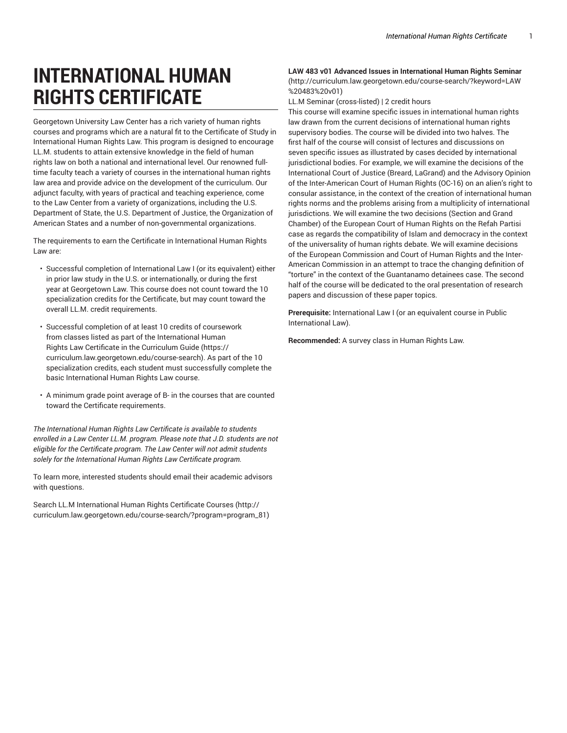# INTERNATIONAL HUMAN RIGHTS CERTIFICATE

Georgetown University Law Center has a rich variety of human rights courses and programs which are a natural fit to the Certificate of Study in International Human Rights Law. This program is designed to encourage LL.M. students to attain extensive knowledge in the field of human rights law on both a national and international level. Our renowned full-time faculty teach a variety of courses in the international human rights law area and provide advice on the development of the curriculum. Our adjunct faculty, with years of practical and teaching experience, come to the Law Center from a variety of organizations, including the U.S. Department of State, the U.S. Department of Justice, the Organization of American States and a number of non-governmental organizations.

The requirements to earn the Certificate in International Human Rights Law are:

- Successful completion of International Law I (or its equivalent) either in prior law study in the U.S. or internationally, or during the first year at Georgetown Law. This course does not count toward the 10 specialization credits for the Certificate, but may count toward the overall LL.M. credit requirements.
- Successful completion of at least 10 credits of coursework from classes listed as part of the International Human Rights Law Certificate in the Curriculum Guide (https://curriculum.law.georgetown.edu/course-search). As part of the 10 specialization credits, each student must successfully complete the basic International Human Rights Law course.
- A minimum grade point average of B- in the courses that are counted toward the Certificate requirements.

*The International Human Rights Law Certificate is available to students enrolled in a Law Center LL.M. program. Please note that J.D. students are not eligible for the Certificate program. The Law Center will not admit students solely for the International Human Rights Law Certificate program.*

To learn more, interested students should email their academic advisors with questions.

Search LL.M International Human Rights Certificate Courses (http://curriculum.law.georgetown.edu/course-search/?program=program_81)

**LAW 483 v01 Advanced Issues in International Human Rights Seminar** (http://curriculum.law.georgetown.edu/course-search/?keyword=LAW%20483%20v01)

LL.M Seminar (cross-listed) | 2 credit hours

This course will examine specific issues in international human rights law drawn from the current decisions of international human rights supervisory bodies. The course will be divided into two halves. The first half of the course will consist of lectures and discussions on seven specific issues as illustrated by cases decided by international jurisdictional bodies. For example, we will examine the decisions of the International Court of Justice (Breard, LaGrand) and the Advisory Opinion of the Inter-American Court of Human Rights (OC-16) on an alien's right to consular assistance, in the context of the creation of international human rights norms and the problems arising from a multiplicity of international jurisdictions. We will examine the two decisions (Section and Grand Chamber) of the European Court of Human Rights on the Refah Partisi case as regards the compatibility of Islam and democracy in the context of the universality of human rights debate. We will examine decisions of the European Commission and Court of Human Rights and the Inter-American Commission in an attempt to trace the changing definition of "torture" in the context of the Guantanamo detainees case. The second half of the course will be dedicated to the oral presentation of research papers and discussion of these paper topics.

**Prerequisite:** International Law I (or an equivalent course in Public International Law).

**Recommended:** A survey class in Human Rights Law.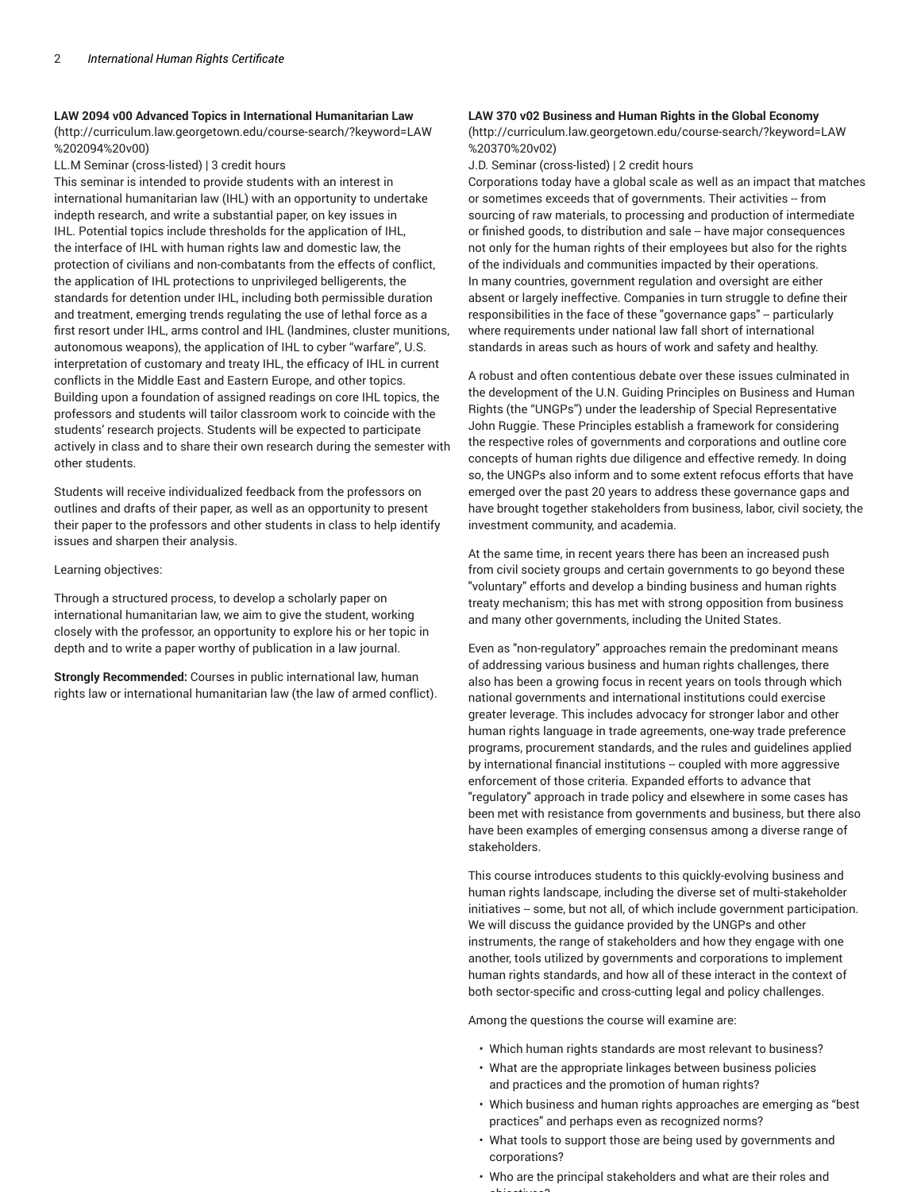**LAW 2094 v00 Advanced Topics in International Humanitarian Law** (http://curriculum.law.georgetown.edu/course-search/?keyword=LAW%202094%20v00)

LL.M Seminar (cross-listed) | 3 credit hours

This seminar is intended to provide students with an interest in international humanitarian law (IHL) with an opportunity to undertake indepth research, and write a substantial paper, on key issues in IHL. Potential topics include thresholds for the application of IHL, the interface of IHL with human rights law and domestic law, the protection of civilians and non-combatants from the effects of conflict, the application of IHL protections to unprivileged belligerents, the standards for detention under IHL, including both permissible duration and treatment, emerging trends regulating the use of lethal force as a first resort under IHL, arms control and IHL (landmines, cluster munitions, autonomous weapons), the application of IHL to cyber "warfare", U.S. interpretation of customary and treaty IHL, the efficacy of IHL in current conflicts in the Middle East and Eastern Europe, and other topics. Building upon a foundation of assigned readings on core IHL topics, the professors and students will tailor classroom work to coincide with the students' research projects. Students will be expected to participate actively in class and to share their own research during the semester with other students.

Students will receive individualized feedback from the professors on outlines and drafts of their paper, as well as an opportunity to present their paper to the professors and other students in class to help identify issues and sharpen their analysis.

Learning objectives:

Through a structured process, to develop a scholarly paper on international humanitarian law, we aim to give the student, working closely with the professor, an opportunity to explore his or her topic in depth and to write a paper worthy of publication in a law journal.

**Strongly Recommended:** Courses in public international law, human rights law or international humanitarian law (the law of armed conflict).

**LAW 370 v02 Business and Human Rights in the Global Economy** (http://curriculum.law.georgetown.edu/course-search/?keyword=LAW%20370%20v02)

J.D. Seminar (cross-listed) | 2 credit hours

Corporations today have a global scale as well as an impact that matches or sometimes exceeds that of governments. Their activities -- from sourcing of raw materials, to processing and production of intermediate or finished goods, to distribution and sale -- have major consequences not only for the human rights of their employees but also for the rights of the individuals and communities impacted by their operations. In many countries, government regulation and oversight are either absent or largely ineffective. Companies in turn struggle to define their responsibilities in the face of these "governance gaps" -- particularly where requirements under national law fall short of international standards in areas such as hours of work and safety and healthy.

A robust and often contentious debate over these issues culminated in the development of the U.N. Guiding Principles on Business and Human Rights (the "UNGPs") under the leadership of Special Representative John Ruggie. These Principles establish a framework for considering the respective roles of governments and corporations and outline core concepts of human rights due diligence and effective remedy. In doing so, the UNGPs also inform and to some extent refocus efforts that have emerged over the past 20 years to address these governance gaps and have brought together stakeholders from business, labor, civil society, the investment community, and academia.

At the same time, in recent years there has been an increased push from civil society groups and certain governments to go beyond these "voluntary" efforts and develop a binding business and human rights treaty mechanism; this has met with strong opposition from business and many other governments, including the United States.

Even as "non-regulatory" approaches remain the predominant means of addressing various business and human rights challenges, there also has been a growing focus in recent years on tools through which national governments and international institutions could exercise greater leverage. This includes advocacy for stronger labor and other human rights language in trade agreements, one-way trade preference programs, procurement standards, and the rules and guidelines applied by international financial institutions -- coupled with more aggressive enforcement of those criteria. Expanded efforts to advance that "regulatory" approach in trade policy and elsewhere in some cases has been met with resistance from governments and business, but there also have been examples of emerging consensus among a diverse range of stakeholders.

This course introduces students to this quickly-evolving business and human rights landscape, including the diverse set of multi-stakeholder initiatives -- some, but not all, of which include government participation. We will discuss the guidance provided by the UNGPs and other instruments, the range of stakeholders and how they engage with one another, tools utilized by governments and corporations to implement human rights standards, and how all of these interact in the context of both sector-specific and cross-cutting legal and policy challenges.

Among the questions the course will examine are:

- Which human rights standards are most relevant to business?
- What are the appropriate linkages between business policies and practices and the promotion of human rights?
- Which business and human rights approaches are emerging as "best practices" and perhaps even as recognized norms?
- What tools to support those are being used by governments and corporations?
- Who are the principal stakeholders and what are their roles and objectives?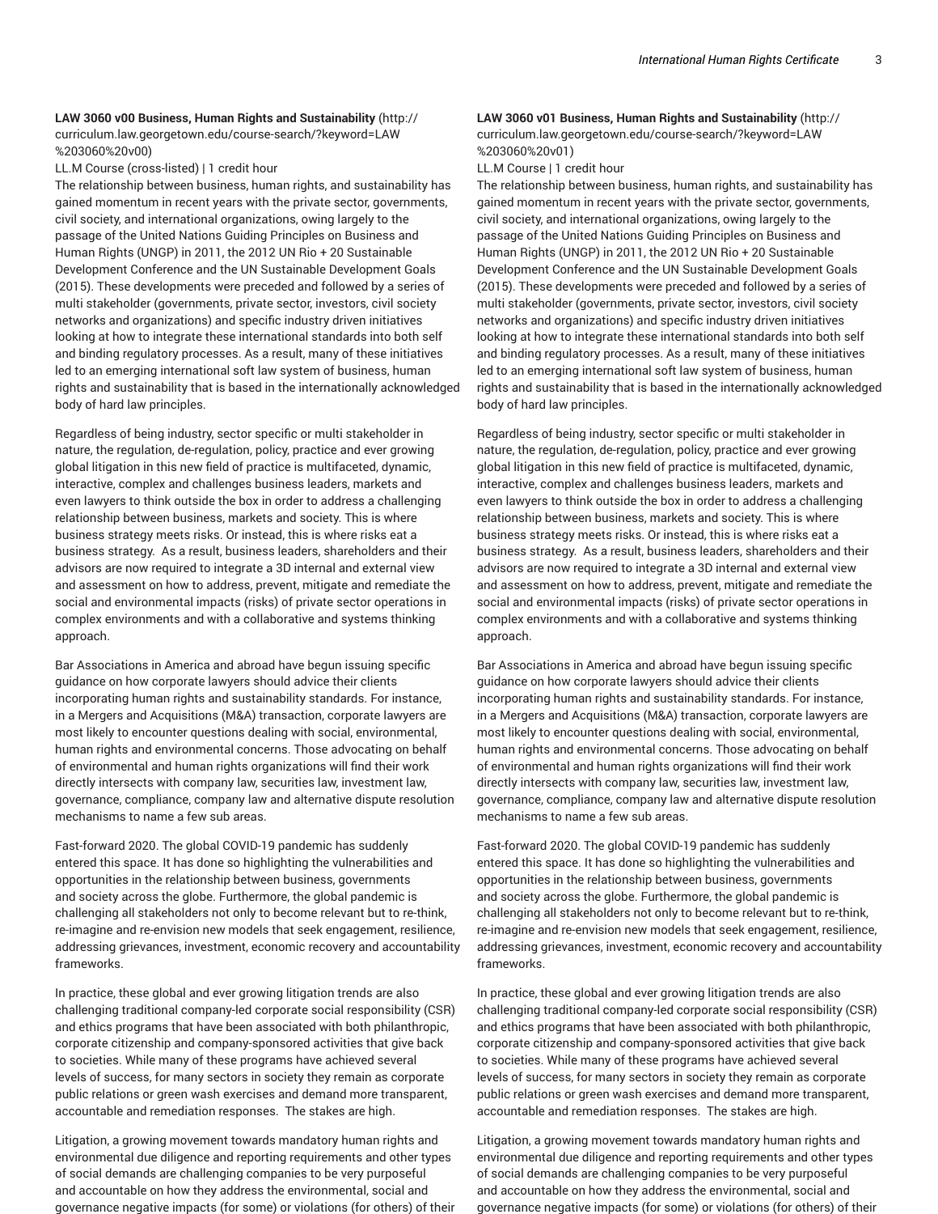**LAW 3060 v00 Business, Human Rights and Sustainability** (http://curriculum.law.georgetown.edu/course-search/?keyword=LAW%203060%20v00)

LL.M Course (cross-listed) | 1 credit hour

The relationship between business, human rights, and sustainability has gained momentum in recent years with the private sector, governments, civil society, and international organizations, owing largely to the passage of the United Nations Guiding Principles on Business and Human Rights (UNGP) in 2011, the 2012 UN Rio + 20 Sustainable Development Conference and the UN Sustainable Development Goals (2015). These developments were preceded and followed by a series of multi stakeholder (governments, private sector, investors, civil society networks and organizations) and specific industry driven initiatives looking at how to integrate these international standards into both self and binding regulatory processes. As a result, many of these initiatives led to an emerging international soft law system of business, human rights and sustainability that is based in the internationally acknowledged body of hard law principles.

Regardless of being industry, sector specific or multi stakeholder in nature, the regulation, de-regulation, policy, practice and ever growing global litigation in this new field of practice is multifaceted, dynamic, interactive, complex and challenges business leaders, markets and even lawyers to think outside the box in order to address a challenging relationship between business, markets and society. This is where business strategy meets risks. Or instead, this is where risks eat a business strategy. As a result, business leaders, shareholders and their advisors are now required to integrate a 3D internal and external view and assessment on how to address, prevent, mitigate and remediate the social and environmental impacts (risks) of private sector operations in complex environments and with a collaborative and systems thinking approach.

Bar Associations in America and abroad have begun issuing specific guidance on how corporate lawyers should advice their clients incorporating human rights and sustainability standards. For instance, in a Mergers and Acquisitions (M&A) transaction, corporate lawyers are most likely to encounter questions dealing with social, environmental, human rights and environmental concerns. Those advocating on behalf of environmental and human rights organizations will find their work directly intersects with company law, securities law, investment law, governance, compliance, company law and alternative dispute resolution mechanisms to name a few sub areas.

Fast-forward 2020. The global COVID-19 pandemic has suddenly entered this space. It has done so highlighting the vulnerabilities and opportunities in the relationship between business, governments and society across the globe. Furthermore, the global pandemic is challenging all stakeholders not only to become relevant but to re-think, re-imagine and re-envision new models that seek engagement, resilience, addressing grievances, investment, economic recovery and accountability frameworks.

In practice, these global and ever growing litigation trends are also challenging traditional company-led corporate social responsibility (CSR) and ethics programs that have been associated with both philanthropic, corporate citizenship and company-sponsored activities that give back to societies. While many of these programs have achieved several levels of success, for many sectors in society they remain as corporate public relations or green wash exercises and demand more transparent, accountable and remediation responses. The stakes are high.

Litigation, a growing movement towards mandatory human rights and environmental due diligence and reporting requirements and other types of social demands are challenging companies to be very purposeful and accountable on how they address the environmental, social and governance negative impacts (for some) or violations (for others) of their

**LAW 3060 v01 Business, Human Rights and Sustainability** (http://curriculum.law.georgetown.edu/course-search/?keyword=LAW%203060%20v01)

LL.M Course | 1 credit hour

The relationship between business, human rights, and sustainability has gained momentum in recent years with the private sector, governments, civil society, and international organizations, owing largely to the passage of the United Nations Guiding Principles on Business and Human Rights (UNGP) in 2011, the 2012 UN Rio + 20 Sustainable Development Conference and the UN Sustainable Development Goals (2015). These developments were preceded and followed by a series of multi stakeholder (governments, private sector, investors, civil society networks and organizations) and specific industry driven initiatives looking at how to integrate these international standards into both self and binding regulatory processes. As a result, many of these initiatives led to an emerging international soft law system of business, human rights and sustainability that is based in the internationally acknowledged body of hard law principles.

Regardless of being industry, sector specific or multi stakeholder in nature, the regulation, de-regulation, policy, practice and ever growing global litigation in this new field of practice is multifaceted, dynamic, interactive, complex and challenges business leaders, markets and even lawyers to think outside the box in order to address a challenging relationship between business, markets and society. This is where business strategy meets risks. Or instead, this is where risks eat a business strategy. As a result, business leaders, shareholders and their advisors are now required to integrate a 3D internal and external view and assessment on how to address, prevent, mitigate and remediate the social and environmental impacts (risks) of private sector operations in complex environments and with a collaborative and systems thinking approach.

Bar Associations in America and abroad have begun issuing specific guidance on how corporate lawyers should advice their clients incorporating human rights and sustainability standards. For instance, in a Mergers and Acquisitions (M&A) transaction, corporate lawyers are most likely to encounter questions dealing with social, environmental, human rights and environmental concerns. Those advocating on behalf of environmental and human rights organizations will find their work directly intersects with company law, securities law, investment law, governance, compliance, company law and alternative dispute resolution mechanisms to name a few sub areas.

Fast-forward 2020. The global COVID-19 pandemic has suddenly entered this space. It has done so highlighting the vulnerabilities and opportunities in the relationship between business, governments and society across the globe. Furthermore, the global pandemic is challenging all stakeholders not only to become relevant but to re-think, re-imagine and re-envision new models that seek engagement, resilience, addressing grievances, investment, economic recovery and accountability frameworks.

In practice, these global and ever growing litigation trends are also challenging traditional company-led corporate social responsibility (CSR) and ethics programs that have been associated with both philanthropic, corporate citizenship and company-sponsored activities that give back to societies. While many of these programs have achieved several levels of success, for many sectors in society they remain as corporate public relations or green wash exercises and demand more transparent, accountable and remediation responses. The stakes are high.

Litigation, a growing movement towards mandatory human rights and environmental due diligence and reporting requirements and other types of social demands are challenging companies to be very purposeful and accountable on how they address the environmental, social and governance negative impacts (for some) or violations (for others) of their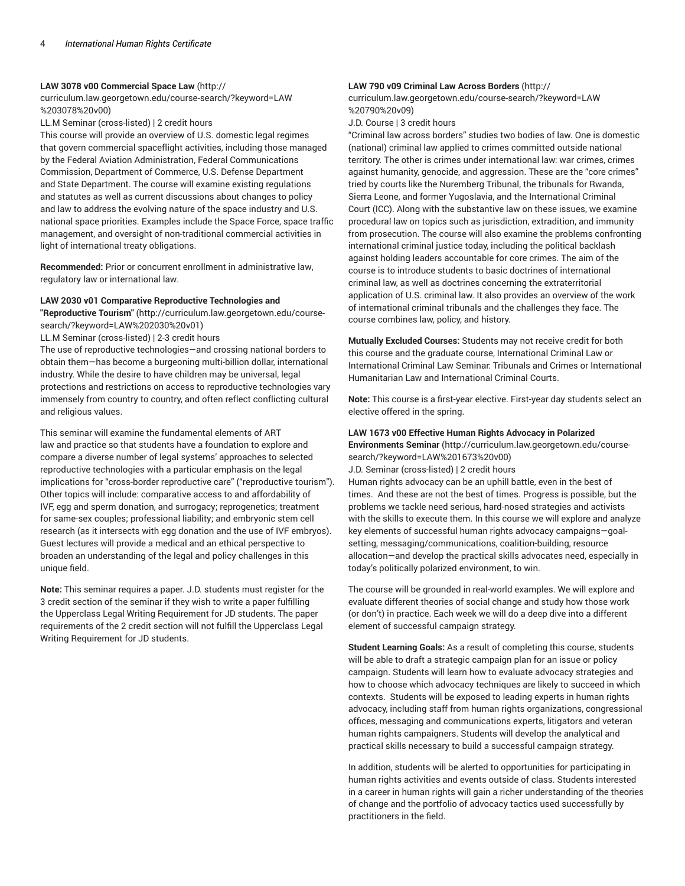**LAW 3078 v00 Commercial Space Law** (http://curriculum.law.georgetown.edu/course-search/?keyword=LAW%203078%20v00)

LL.M Seminar (cross-listed) | 2 credit hours

This course will provide an overview of U.S. domestic legal regimes that govern commercial spaceflight activities, including those managed by the Federal Aviation Administration, Federal Communications Commission, Department of Commerce, U.S. Defense Department and State Department. The course will examine existing regulations and statutes as well as current discussions about changes to policy and law to address the evolving nature of the space industry and U.S. national space priorities. Examples include the Space Force, space traffic management, and oversight of non-traditional commercial activities in light of international treaty obligations.

**Recommended:** Prior or concurrent enrollment in administrative law, regulatory law or international law.

**LAW 2030 v01 Comparative Reproductive Technologies and "Reproductive Tourism"** (http://curriculum.law.georgetown.edu/course-search/?keyword=LAW%202030%20v01)

LL.M Seminar (cross-listed) | 2-3 credit hours

The use of reproductive technologies—and crossing national borders to obtain them—has become a burgeoning multi-billion dollar, international industry. While the desire to have children may be universal, legal protections and restrictions on access to reproductive technologies vary immensely from country to country, and often reflect conflicting cultural and religious values.

This seminar will examine the fundamental elements of ART law and practice so that students have a foundation to explore and compare a diverse number of legal systems' approaches to selected reproductive technologies with a particular emphasis on the legal implications for "cross-border reproductive care" ("reproductive tourism"). Other topics will include: comparative access to and affordability of IVF, egg and sperm donation, and surrogacy; reprogenetics; treatment for same-sex couples; professional liability; and embryonic stem cell research (as it intersects with egg donation and the use of IVF embryos). Guest lectures will provide a medical and an ethical perspective to broaden an understanding of the legal and policy challenges in this unique field.

**Note:** This seminar requires a paper. J.D. students must register for the 3 credit section of the seminar if they wish to write a paper fulfilling the Upperclass Legal Writing Requirement for JD students. The paper requirements of the 2 credit section will not fulfill the Upperclass Legal Writing Requirement for JD students.

**LAW 790 v09 Criminal Law Across Borders** (http://curriculum.law.georgetown.edu/course-search/?keyword=LAW%20790%20v09)

J.D. Course | 3 credit hours

"Criminal law across borders" studies two bodies of law. One is domestic (national) criminal law applied to crimes committed outside national territory. The other is crimes under international law: war crimes, crimes against humanity, genocide, and aggression. These are the "core crimes" tried by courts like the Nuremberg Tribunal, the tribunals for Rwanda, Sierra Leone, and former Yugoslavia, and the International Criminal Court (ICC). Along with the substantive law on these issues, we examine procedural law on topics such as jurisdiction, extradition, and immunity from prosecution. The course will also examine the problems confronting international criminal justice today, including the political backlash against holding leaders accountable for core crimes. The aim of the course is to introduce students to basic doctrines of international criminal law, as well as doctrines concerning the extraterritorial application of U.S. criminal law. It also provides an overview of the work of international criminal tribunals and the challenges they face. The course combines law, policy, and history.

**Mutually Excluded Courses:** Students may not receive credit for both this course and the graduate course, International Criminal Law or International Criminal Law Seminar: Tribunals and Crimes or International Humanitarian Law and International Criminal Courts.

**Note:** This course is a first-year elective. First-year day students select an elective offered in the spring.

**LAW 1673 v00 Effective Human Rights Advocacy in Polarized Environments Seminar** (http://curriculum.law.georgetown.edu/course-search/?keyword=LAW%201673%20v00)

J.D. Seminar (cross-listed) | 2 credit hours

Human rights advocacy can be an uphill battle, even in the best of times. And these are not the best of times. Progress is possible, but the problems we tackle need serious, hard-nosed strategies and activists with the skills to execute them. In this course we will explore and analyze key elements of successful human rights advocacy campaigns—goal-setting, messaging/communications, coalition-building, resource allocation—and develop the practical skills advocates need, especially in today's politically polarized environment, to win.

The course will be grounded in real-world examples. We will explore and evaluate different theories of social change and study how those work (or don't) in practice. Each week we will do a deep dive into a different element of successful campaign strategy.

**Student Learning Goals:** As a result of completing this course, students will be able to draft a strategic campaign plan for an issue or policy campaign. Students will learn how to evaluate advocacy strategies and how to choose which advocacy techniques are likely to succeed in which contexts. Students will be exposed to leading experts in human rights advocacy, including staff from human rights organizations, congressional offices, messaging and communications experts, litigators and veteran human rights campaigners. Students will develop the analytical and practical skills necessary to build a successful campaign strategy.

In addition, students will be alerted to opportunities for participating in human rights activities and events outside of class. Students interested in a career in human rights will gain a richer understanding of the theories of change and the portfolio of advocacy tactics used successfully by practitioners in the field.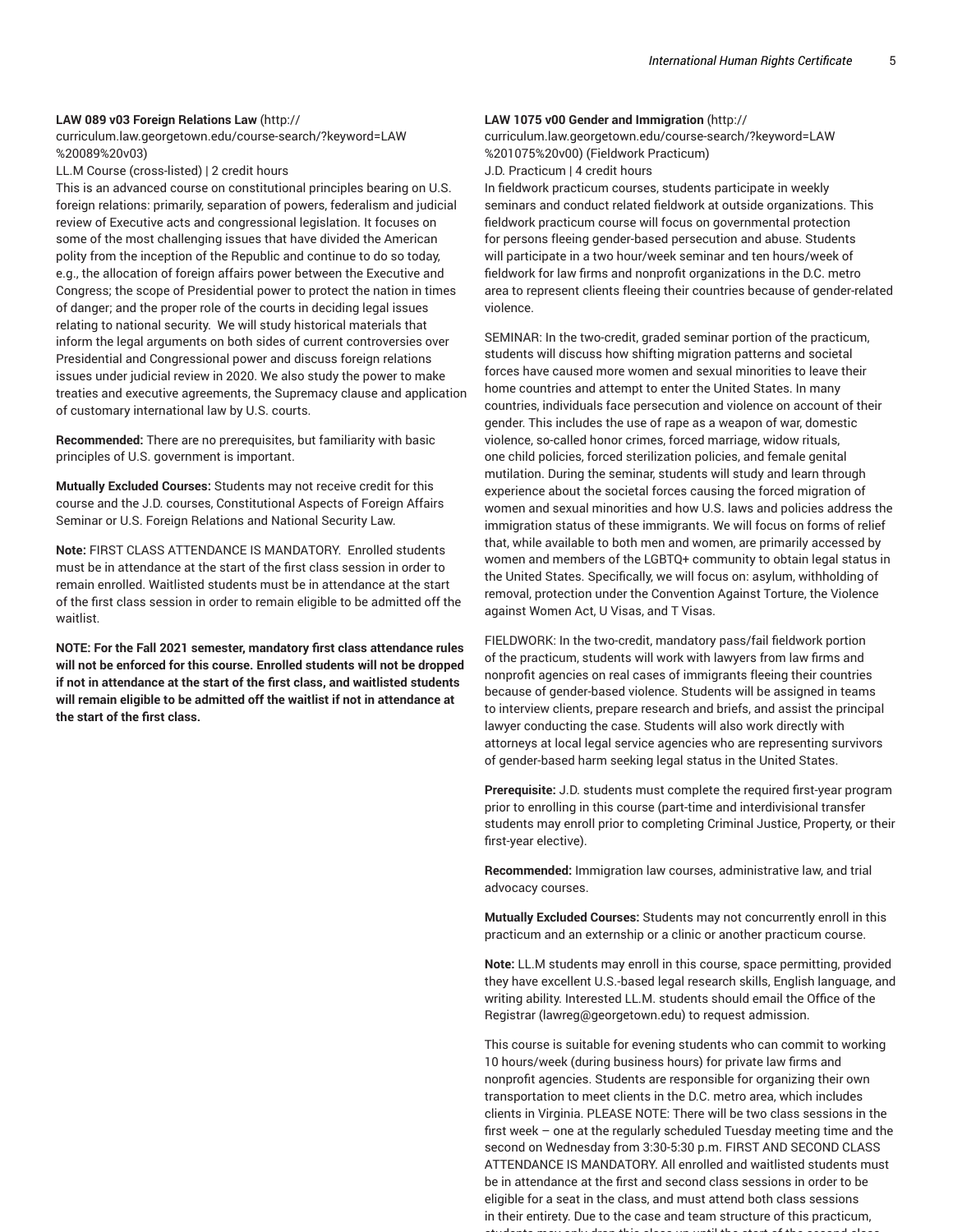**LAW 089 v03 Foreign Relations Law** (http://curriculum.law.georgetown.edu/course-search/?keyword=LAW%20089%20v03)

LL.M Course (cross-listed) | 2 credit hours

This is an advanced course on constitutional principles bearing on U.S. foreign relations: primarily, separation of powers, federalism and judicial review of Executive acts and congressional legislation. It focuses on some of the most challenging issues that have divided the American polity from the inception of the Republic and continue to do so today, e.g., the allocation of foreign affairs power between the Executive and Congress; the scope of Presidential power to protect the nation in times of danger; and the proper role of the courts in deciding legal issues relating to national security. We will study historical materials that inform the legal arguments on both sides of current controversies over Presidential and Congressional power and discuss foreign relations issues under judicial review in 2020. We also study the power to make treaties and executive agreements, the Supremacy clause and application of customary international law by U.S. courts.

**Recommended:** There are no prerequisites, but familiarity with basic principles of U.S. government is important.

**Mutually Excluded Courses:** Students may not receive credit for this course and the J.D. courses, Constitutional Aspects of Foreign Affairs Seminar or U.S. Foreign Relations and National Security Law.

**Note:** FIRST CLASS ATTENDANCE IS MANDATORY. Enrolled students must be in attendance at the start of the first class session in order to remain enrolled. Waitlisted students must be in attendance at the start of the first class session in order to remain eligible to be admitted off the waitlist.

**NOTE: For the Fall 2021 semester, mandatory first class attendance rules will not be enforced for this course. Enrolled students will not be dropped if not in attendance at the start of the first class, and waitlisted students will remain eligible to be admitted off the waitlist if not in attendance at the start of the first class.**

**LAW 1075 v00 Gender and Immigration** (http://curriculum.law.georgetown.edu/course-search/?keyword=LAW%201075%20v00) (Fieldwork Practicum)

J.D. Practicum | 4 credit hours

In fieldwork practicum courses, students participate in weekly seminars and conduct related fieldwork at outside organizations. This fieldwork practicum course will focus on governmental protection for persons fleeing gender-based persecution and abuse. Students will participate in a two hour/week seminar and ten hours/week of fieldwork for law firms and nonprofit organizations in the D.C. metro area to represent clients fleeing their countries because of gender-related violence.

SEMINAR: In the two-credit, graded seminar portion of the practicum, students will discuss how shifting migration patterns and societal forces have caused more women and sexual minorities to leave their home countries and attempt to enter the United States. In many countries, individuals face persecution and violence on account of their gender. This includes the use of rape as a weapon of war, domestic violence, so-called honor crimes, forced marriage, widow rituals, one child policies, forced sterilization policies, and female genital mutilation. During the seminar, students will study and learn through experience about the societal forces causing the forced migration of women and sexual minorities and how U.S. laws and policies address the immigration status of these immigrants. We will focus on forms of relief that, while available to both men and women, are primarily accessed by women and members of the LGBTQ+ community to obtain legal status in the United States. Specifically, we will focus on: asylum, withholding of removal, protection under the Convention Against Torture, the Violence against Women Act, U Visas, and T Visas.

FIELDWORK: In the two-credit, mandatory pass/fail fieldwork portion of the practicum, students will work with lawyers from law firms and nonprofit agencies on real cases of immigrants fleeing their countries because of gender-based violence. Students will be assigned in teams to interview clients, prepare research and briefs, and assist the principal lawyer conducting the case. Students will also work directly with attorneys at local legal service agencies who are representing survivors of gender-based harm seeking legal status in the United States.

**Prerequisite:** J.D. students must complete the required first-year program prior to enrolling in this course (part-time and interdivisional transfer students may enroll prior to completing Criminal Justice, Property, or their first-year elective).

**Recommended:** Immigration law courses, administrative law, and trial advocacy courses.

**Mutually Excluded Courses:** Students may not concurrently enroll in this practicum and an externship or a clinic or another practicum course.

**Note:** LL.M students may enroll in this course, space permitting, provided they have excellent U.S.-based legal research skills, English language, and writing ability. Interested LL.M. students should email the Office of the Registrar (lawreg@georgetown.edu) to request admission.

This course is suitable for evening students who can commit to working 10 hours/week (during business hours) for private law firms and nonprofit agencies. Students are responsible for organizing their own transportation to meet clients in the D.C. metro area, which includes clients in Virginia. PLEASE NOTE: There will be two class sessions in the first week – one at the regularly scheduled Tuesday meeting time and the second on Wednesday from 3:30-5:30 p.m. FIRST AND SECOND CLASS ATTENDANCE IS MANDATORY. All enrolled and waitlisted students must be in attendance at the first and second class sessions in order to be eligible for a seat in the class, and must attend both class sessions in their entirety. Due to the case and team structure of this practicum,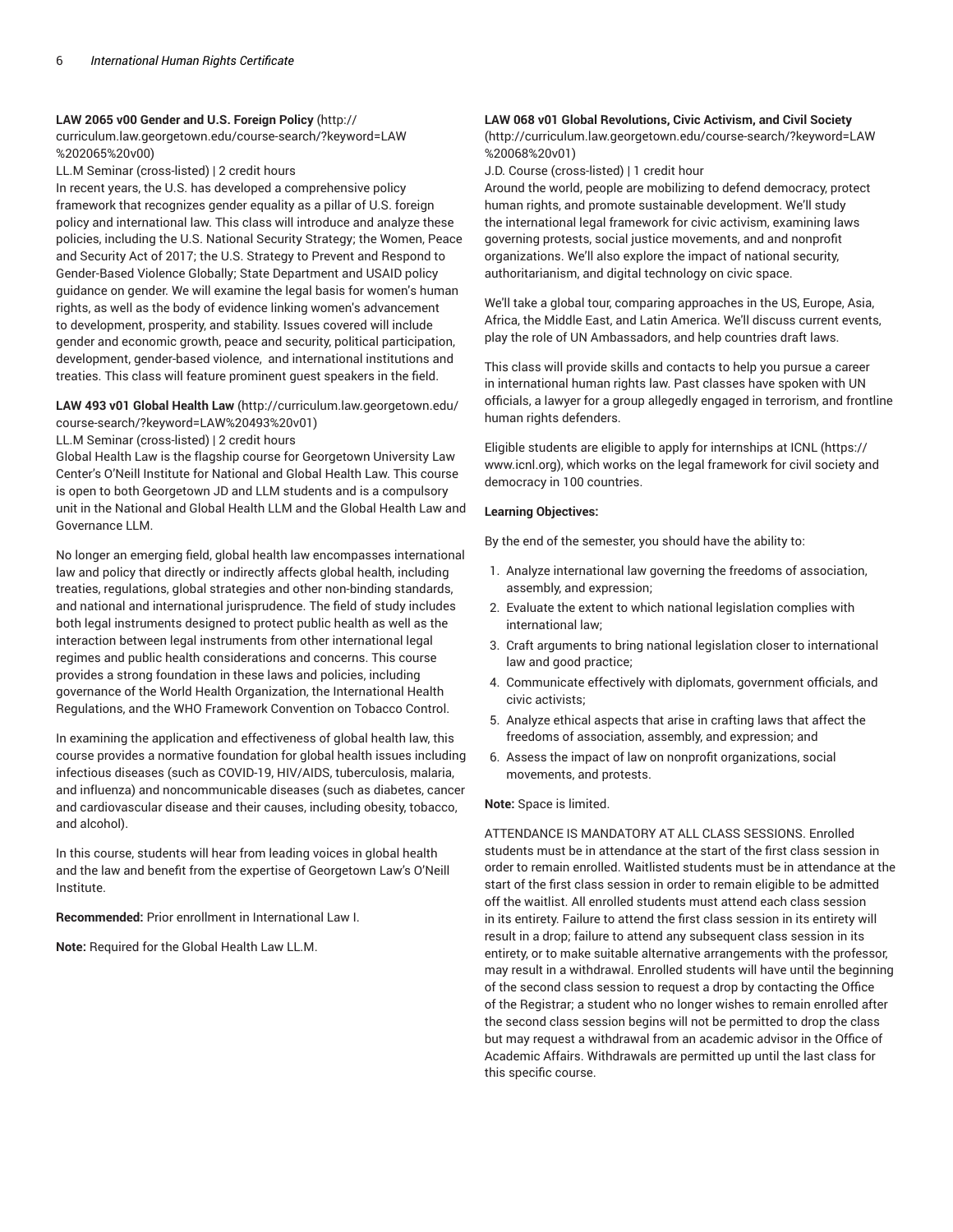**LAW 2065 v00 Gender and U.S. Foreign Policy** (http://curriculum.law.georgetown.edu/course-search/?keyword=LAW%202065%20v00)

LL.M Seminar (cross-listed) | 2 credit hours

In recent years, the U.S. has developed a comprehensive policy framework that recognizes gender equality as a pillar of U.S. foreign policy and international law. This class will introduce and analyze these policies, including the U.S. National Security Strategy; the Women, Peace and Security Act of 2017; the U.S. Strategy to Prevent and Respond to Gender-Based Violence Globally; State Department and USAID policy guidance on gender. We will examine the legal basis for women's human rights, as well as the body of evidence linking women's advancement to development, prosperity, and stability. Issues covered will include gender and economic growth, peace and security, political participation, development, gender-based violence, and international institutions and treaties. This class will feature prominent guest speakers in the field.

**LAW 493 v01 Global Health Law** (http://curriculum.law.georgetown.edu/course-search/?keyword=LAW%20493%20v01)

LL.M Seminar (cross-listed) | 2 credit hours

Global Health Law is the flagship course for Georgetown University Law Center's O'Neill Institute for National and Global Health Law. This course is open to both Georgetown JD and LLM students and is a compulsory unit in the National and Global Health LLM and the Global Health Law and Governance LLM.

No longer an emerging field, global health law encompasses international law and policy that directly or indirectly affects global health, including treaties, regulations, global strategies and other non-binding standards, and national and international jurisprudence. The field of study includes both legal instruments designed to protect public health as well as the interaction between legal instruments from other international legal regimes and public health considerations and concerns. This course provides a strong foundation in these laws and policies, including governance of the World Health Organization, the International Health Regulations, and the WHO Framework Convention on Tobacco Control.

In examining the application and effectiveness of global health law, this course provides a normative foundation for global health issues including infectious diseases (such as COVID-19, HIV/AIDS, tuberculosis, malaria, and influenza) and noncommunicable diseases (such as diabetes, cancer and cardiovascular disease and their causes, including obesity, tobacco, and alcohol).

In this course, students will hear from leading voices in global health and the law and benefit from the expertise of Georgetown Law's O'Neill Institute.

**Recommended:** Prior enrollment in International Law I.

**Note:** Required for the Global Health Law LL.M.

**LAW 068 v01 Global Revolutions, Civic Activism, and Civil Society** (http://curriculum.law.georgetown.edu/course-search/?keyword=LAW%20068%20v01)

J.D. Course (cross-listed) | 1 credit hour

Around the world, people are mobilizing to defend democracy, protect human rights, and promote sustainable development. We'll study the international legal framework for civic activism, examining laws governing protests, social justice movements, and and nonprofit organizations. We'll also explore the impact of national security, authoritarianism, and digital technology on civic space.

We'll take a global tour, comparing approaches in the US, Europe, Asia, Africa, the Middle East, and Latin America. We'll discuss current events, play the role of UN Ambassadors, and help countries draft laws.

This class will provide skills and contacts to help you pursue a career in international human rights law. Past classes have spoken with UN officials, a lawyer for a group allegedly engaged in terrorism, and frontline human rights defenders.

Eligible students are eligible to apply for internships at ICNL (https://www.icnl.org), which works on the legal framework for civil society and democracy in 100 countries.

**Learning Objectives:**

By the end of the semester, you should have the ability to:

1. Analyze international law governing the freedoms of association, assembly, and expression;
2. Evaluate the extent to which national legislation complies with international law;
3. Craft arguments to bring national legislation closer to international law and good practice;
4. Communicate effectively with diplomats, government officials, and civic activists;
5. Analyze ethical aspects that arise in crafting laws that affect the freedoms of association, assembly, and expression; and
6. Assess the impact of law on nonprofit organizations, social movements, and protests.

**Note:** Space is limited.

ATTENDANCE IS MANDATORY AT ALL CLASS SESSIONS. Enrolled students must be in attendance at the start of the first class session in order to remain enrolled. Waitlisted students must be in attendance at the start of the first class session in order to remain eligible to be admitted off the waitlist. All enrolled students must attend each class session in its entirety. Failure to attend the first class session in its entirety will result in a drop; failure to attend any subsequent class session in its entirety, or to make suitable alternative arrangements with the professor, may result in a withdrawal. Enrolled students will have until the beginning of the second class session to request a drop by contacting the Office of the Registrar; a student who no longer wishes to remain enrolled after the second class session begins will not be permitted to drop the class but may request a withdrawal from an academic advisor in the Office of Academic Affairs. Withdrawals are permitted up until the last class for this specific course.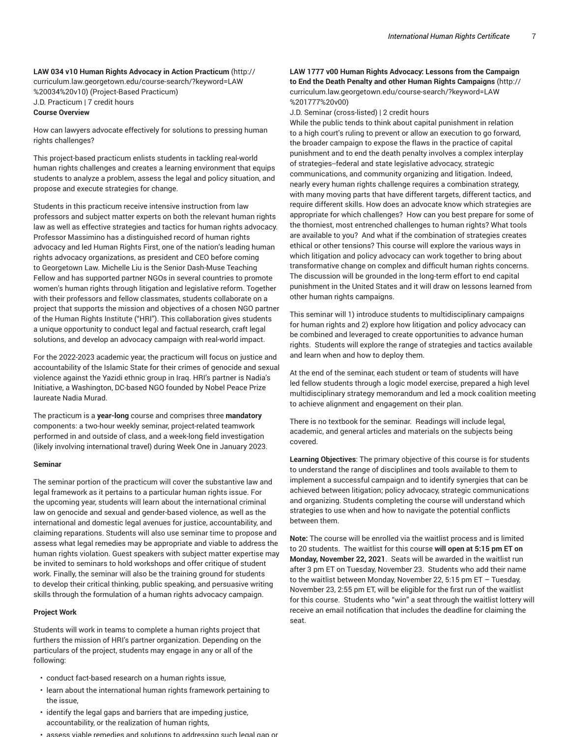**LAW 034 v10 Human Rights Advocacy in Action Practicum** (http://curriculum.law.georgetown.edu/course-search/?keyword=LAW%20034%20v10) (Project-Based Practicum)
J.D. Practicum | 7 credit hours
**Course Overview**

How can lawyers advocate effectively for solutions to pressing human rights challenges?

This project-based practicum enlists students in tackling real-world human rights challenges and creates a learning environment that equips students to analyze a problem, assess the legal and policy situation, and propose and execute strategies for change.

Students in this practicum receive intensive instruction from law professors and subject matter experts on both the relevant human rights law as well as effective strategies and tactics for human rights advocacy. Professor Massimino has a distinguished record of human rights advocacy and led Human Rights First, one of the nation's leading human rights advocacy organizations, as president and CEO before coming to Georgetown Law. Michelle Liu is the Senior Dash-Muse Teaching Fellow and has supported partner NGOs in several countries to promote women's human rights through litigation and legislative reform. Together with their professors and fellow classmates, students collaborate on a project that supports the mission and objectives of a chosen NGO partner of the Human Rights Institute ("HRI"). This collaboration gives students a unique opportunity to conduct legal and factual research, craft legal solutions, and develop an advocacy campaign with real-world impact.

For the 2022-2023 academic year, the practicum will focus on justice and accountability of the Islamic State for their crimes of genocide and sexual violence against the Yazidi ethnic group in Iraq. HRI's partner is Nadia's Initiative, a Washington, DC-based NGO founded by Nobel Peace Prize laureate Nadia Murad.

The practicum is a **year-long** course and comprises three **mandatory** components: a two-hour weekly seminar, project-related teamwork performed in and outside of class, and a week-long field investigation (likely involving international travel) during Week One in January 2023.

**Seminar**

The seminar portion of the practicum will cover the substantive law and legal framework as it pertains to a particular human rights issue. For the upcoming year, students will learn about the international criminal law on genocide and sexual and gender-based violence, as well as the international and domestic legal avenues for justice, accountability, and claiming reparations. Students will also use seminar time to propose and assess what legal remedies may be appropriate and viable to address the human rights violation. Guest speakers with subject matter expertise may be invited to seminars to hold workshops and offer critique of student work. Finally, the seminar will also be the training ground for students to develop their critical thinking, public speaking, and persuasive writing skills through the formulation of a human rights advocacy campaign.

**Project Work**

Students will work in teams to complete a human rights project that furthers the mission of HRI's partner organization. Depending on the particulars of the project, students may engage in any or all of the following:

- conduct fact-based research on a human rights issue,
- learn about the international human rights framework pertaining to the issue,
- identify the legal gaps and barriers that are impeding justice, accountability, or the realization of human rights,
- assess viable remedies and solutions to addressing such legal gap or

**LAW 1777 v00 Human Rights Advocacy: Lessons from the Campaign to End the Death Penalty and other Human Rights Campaigns** (http://curriculum.law.georgetown.edu/course-search/?keyword=LAW%201777%20v00)
J.D. Seminar (cross-listed) | 2 credit hours
While the public tends to think about capital punishment in relation to a high court's ruling to prevent or allow an execution to go forward, the broader campaign to expose the flaws in the practice of capital punishment and to end the death penalty involves a complex interplay of strategies--federal and state legislative advocacy, strategic communications, and community organizing and litigation. Indeed, nearly every human rights challenge requires a combination strategy, with many moving parts that have different targets, different tactics, and require different skills. How does an advocate know which strategies are appropriate for which challenges? How can you best prepare for some of the thorniest, most entrenched challenges to human rights? What tools are available to you? And what if the combination of strategies creates ethical or other tensions? This course will explore the various ways in which litigation and policy advocacy can work together to bring about transformative change on complex and difficult human rights concerns. The discussion will be grounded in the long-term effort to end capital punishment in the United States and it will draw on lessons learned from other human rights campaigns.

This seminar will 1) introduce students to multidisciplinary campaigns for human rights and 2) explore how litigation and policy advocacy can be combined and leveraged to create opportunities to advance human rights. Students will explore the range of strategies and tactics available and learn when and how to deploy them.

At the end of the seminar, each student or team of students will have led fellow students through a logic model exercise, prepared a high level multidisciplinary strategy memorandum and led a mock coalition meeting to achieve alignment and engagement on their plan.

There is no textbook for the seminar. Readings will include legal, academic, and general articles and materials on the subjects being covered.

**Learning Objectives**: The primary objective of this course is for students to understand the range of disciplines and tools available to them to implement a successful campaign and to identify synergies that can be achieved between litigation; policy advocacy, strategic communications and organizing. Students completing the course will understand which strategies to use when and how to navigate the potential conflicts between them.

**Note:** The course will be enrolled via the waitlist process and is limited to 20 students. The waitlist for this course **will open at 5:15 pm ET on Monday, November 22, 2021**. Seats will be awarded in the waitlist run after 3 pm ET on Tuesday, November 23. Students who add their name to the waitlist between Monday, November 22, 5:15 pm ET – Tuesday, November 23, 2:55 pm ET, will be eligible for the first run of the waitlist for this course. Students who "win" a seat through the waitlist lottery will receive an email notification that includes the deadline for claiming the seat.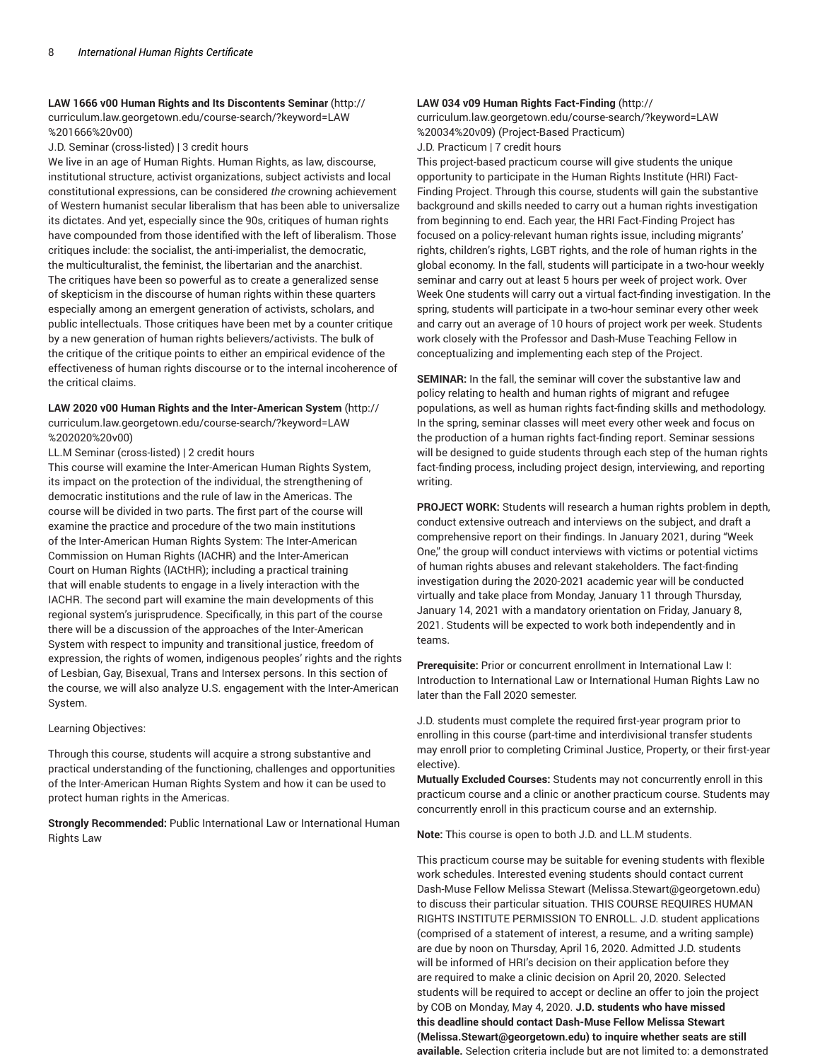**LAW 1666 v00 Human Rights and Its Discontents Seminar** (http://curriculum.law.georgetown.edu/course-search/?keyword=LAW%201666%20v00)

J.D. Seminar (cross-listed) | 3 credit hours

We live in an age of Human Rights. Human Rights, as law, discourse, institutional structure, activist organizations, subject activists and local constitutional expressions, can be considered *the* crowning achievement of Western humanist secular liberalism that has been able to universalize its dictates. And yet, especially since the 90s, critiques of human rights have compounded from those identified with the left of liberalism. Those critiques include: the socialist, the anti-imperialist, the democratic, the multiculturalist, the feminist, the libertarian and the anarchist. The critiques have been so powerful as to create a generalized sense of skepticism in the discourse of human rights within these quarters especially among an emergent generation of activists, scholars, and public intellectuals. Those critiques have been met by a counter critique by a new generation of human rights believers/activists. The bulk of the critique of the critique points to either an empirical evidence of the effectiveness of human rights discourse or to the internal incoherence of the critical claims.

**LAW 2020 v00 Human Rights and the Inter-American System** (http://curriculum.law.georgetown.edu/course-search/?keyword=LAW%202020%20v00)

LL.M Seminar (cross-listed) | 2 credit hours

This course will examine the Inter-American Human Rights System, its impact on the protection of the individual, the strengthening of democratic institutions and the rule of law in the Americas. The course will be divided in two parts. The first part of the course will examine the practice and procedure of the two main institutions of the Inter-American Human Rights System: The Inter-American Commission on Human Rights (IACHR) and the Inter-American Court on Human Rights (IACtHR); including a practical training that will enable students to engage in a lively interaction with the IACHR. The second part will examine the main developments of this regional system's jurisprudence. Specifically, in this part of the course there will be a discussion of the approaches of the Inter-American System with respect to impunity and transitional justice, freedom of expression, the rights of women, indigenous peoples' rights and the rights of Lesbian, Gay, Bisexual, Trans and Intersex persons. In this section of the course, we will also analyze U.S. engagement with the Inter-American System.

Learning Objectives:

Through this course, students will acquire a strong substantive and practical understanding of the functioning, challenges and opportunities of the Inter-American Human Rights System and how it can be used to protect human rights in the Americas.

**Strongly Recommended:** Public International Law or International Human Rights Law

**LAW 034 v09 Human Rights Fact-Finding** (http://curriculum.law.georgetown.edu/course-search/?keyword=LAW%20034%20v09) (Project-Based Practicum)

J.D. Practicum | 7 credit hours

This project-based practicum course will give students the unique opportunity to participate in the Human Rights Institute (HRI) Fact-Finding Project. Through this course, students will gain the substantive background and skills needed to carry out a human rights investigation from beginning to end. Each year, the HRI Fact-Finding Project has focused on a policy-relevant human rights issue, including migrants' rights, children's rights, LGBT rights, and the role of human rights in the global economy. In the fall, students will participate in a two-hour weekly seminar and carry out at least 5 hours per week of project work. Over Week One students will carry out a virtual fact-finding investigation. In the spring, students will participate in a two-hour seminar every other week and carry out an average of 10 hours of project work per week. Students work closely with the Professor and Dash-Muse Teaching Fellow in conceptualizing and implementing each step of the Project.

**SEMINAR:** In the fall, the seminar will cover the substantive law and policy relating to health and human rights of migrant and refugee populations, as well as human rights fact-finding skills and methodology. In the spring, seminar classes will meet every other week and focus on the production of a human rights fact-finding report. Seminar sessions will be designed to guide students through each step of the human rights fact-finding process, including project design, interviewing, and reporting writing.

**PROJECT WORK:** Students will research a human rights problem in depth, conduct extensive outreach and interviews on the subject, and draft a comprehensive report on their findings. In January 2021, during "Week One," the group will conduct interviews with victims or potential victims of human rights abuses and relevant stakeholders. The fact-finding investigation during the 2020-2021 academic year will be conducted virtually and take place from Monday, January 11 through Thursday, January 14, 2021 with a mandatory orientation on Friday, January 8, 2021. Students will be expected to work both independently and in teams.

**Prerequisite:** Prior or concurrent enrollment in International Law I: Introduction to International Law or International Human Rights Law no later than the Fall 2020 semester.

J.D. students must complete the required first-year program prior to enrolling in this course (part-time and interdivisional transfer students may enroll prior to completing Criminal Justice, Property, or their first-year elective).

**Mutually Excluded Courses:** Students may not concurrently enroll in this practicum course and a clinic or another practicum course. Students may concurrently enroll in this practicum course and an externship.

**Note:** This course is open to both J.D. and LL.M students.

This practicum course may be suitable for evening students with flexible work schedules. Interested evening students should contact current Dash-Muse Fellow Melissa Stewart (Melissa.Stewart@georgetown.edu) to discuss their particular situation. THIS COURSE REQUIRES HUMAN RIGHTS INSTITUTE PERMISSION TO ENROLL. J.D. student applications (comprised of a statement of interest, a resume, and a writing sample) are due by noon on Thursday, April 16, 2020. Admitted J.D. students will be informed of HRI's decision on their application before they are required to make a clinic decision on April 20, 2020. Selected students will be required to accept or decline an offer to join the project by COB on Monday, May 4, 2020. **J.D. students who have missed this deadline should contact Dash-Muse Fellow Melissa Stewart (Melissa.Stewart@georgetown.edu) to inquire whether seats are still available.** Selection criteria include but are not limited to: a demonstrated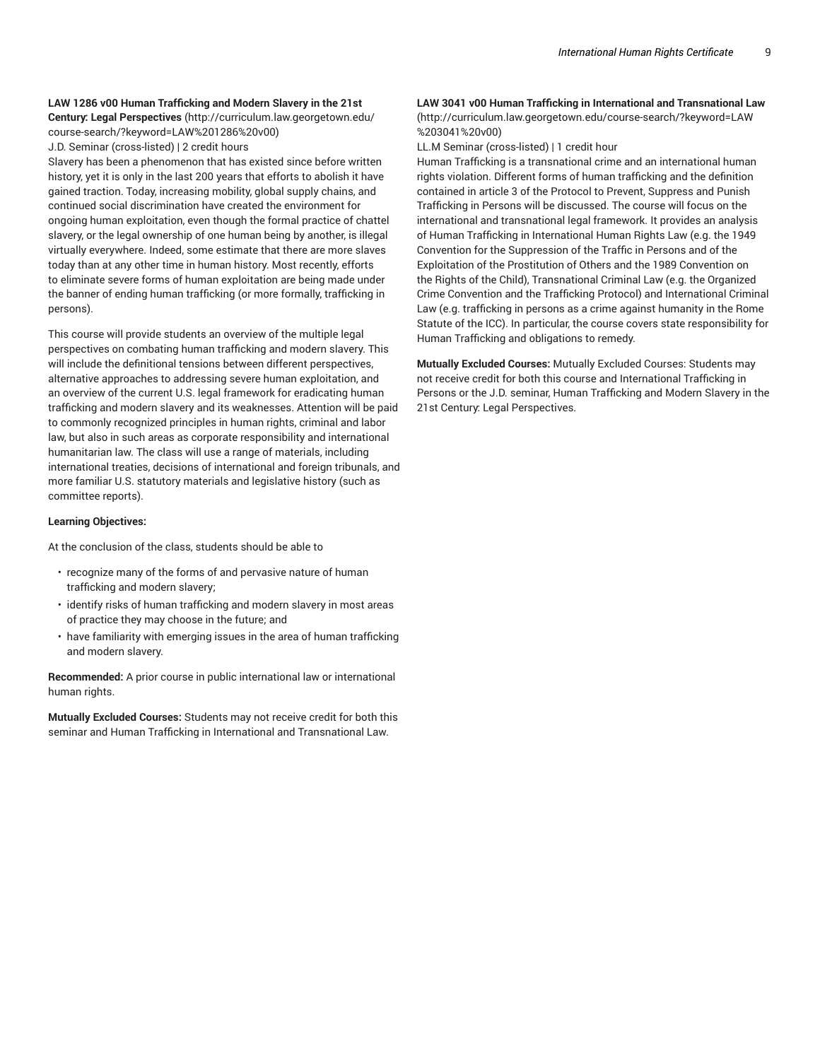**LAW 1286 v00 Human Trafficking and Modern Slavery in the 21st Century: Legal Perspectives** (http://curriculum.law.georgetown.edu/course-search/?keyword=LAW%201286%20v00)

J.D. Seminar (cross-listed) | 2 credit hours

Slavery has been a phenomenon that has existed since before written history, yet it is only in the last 200 years that efforts to abolish it have gained traction. Today, increasing mobility, global supply chains, and continued social discrimination have created the environment for ongoing human exploitation, even though the formal practice of chattel slavery, or the legal ownership of one human being by another, is illegal virtually everywhere. Indeed, some estimate that there are more slaves today than at any other time in human history. Most recently, efforts to eliminate severe forms of human exploitation are being made under the banner of ending human trafficking (or more formally, trafficking in persons).

This course will provide students an overview of the multiple legal perspectives on combating human trafficking and modern slavery. This will include the definitional tensions between different perspectives, alternative approaches to addressing severe human exploitation, and an overview of the current U.S. legal framework for eradicating human trafficking and modern slavery and its weaknesses. Attention will be paid to commonly recognized principles in human rights, criminal and labor law, but also in such areas as corporate responsibility and international humanitarian law. The class will use a range of materials, including international treaties, decisions of international and foreign tribunals, and more familiar U.S. statutory materials and legislative history (such as committee reports).

**Learning Objectives:**

At the conclusion of the class, students should be able to

- recognize many of the forms of and pervasive nature of human trafficking and modern slavery;
- identify risks of human trafficking and modern slavery in most areas of practice they may choose in the future; and
- have familiarity with emerging issues in the area of human trafficking and modern slavery.

**Recommended:** A prior course in public international law or international human rights.

**Mutually Excluded Courses:** Students may not receive credit for both this seminar and Human Trafficking in International and Transnational Law.

**LAW 3041 v00 Human Trafficking in International and Transnational Law** (http://curriculum.law.georgetown.edu/course-search/?keyword=LAW%203041%20v00)

LL.M Seminar (cross-listed) | 1 credit hour

Human Trafficking is a transnational crime and an international human rights violation. Different forms of human trafficking and the definition contained in article 3 of the Protocol to Prevent, Suppress and Punish Trafficking in Persons will be discussed. The course will focus on the international and transnational legal framework. It provides an analysis of Human Trafficking in International Human Rights Law (e.g. the 1949 Convention for the Suppression of the Traffic in Persons and of the Exploitation of the Prostitution of Others and the 1989 Convention on the Rights of the Child), Transnational Criminal Law (e.g. the Organized Crime Convention and the Trafficking Protocol) and International Criminal Law (e.g. trafficking in persons as a crime against humanity in the Rome Statute of the ICC). In particular, the course covers state responsibility for Human Trafficking and obligations to remedy.

**Mutually Excluded Courses:** Mutually Excluded Courses: Students may not receive credit for both this course and International Trafficking in Persons or the J.D. seminar, Human Trafficking and Modern Slavery in the 21st Century: Legal Perspectives.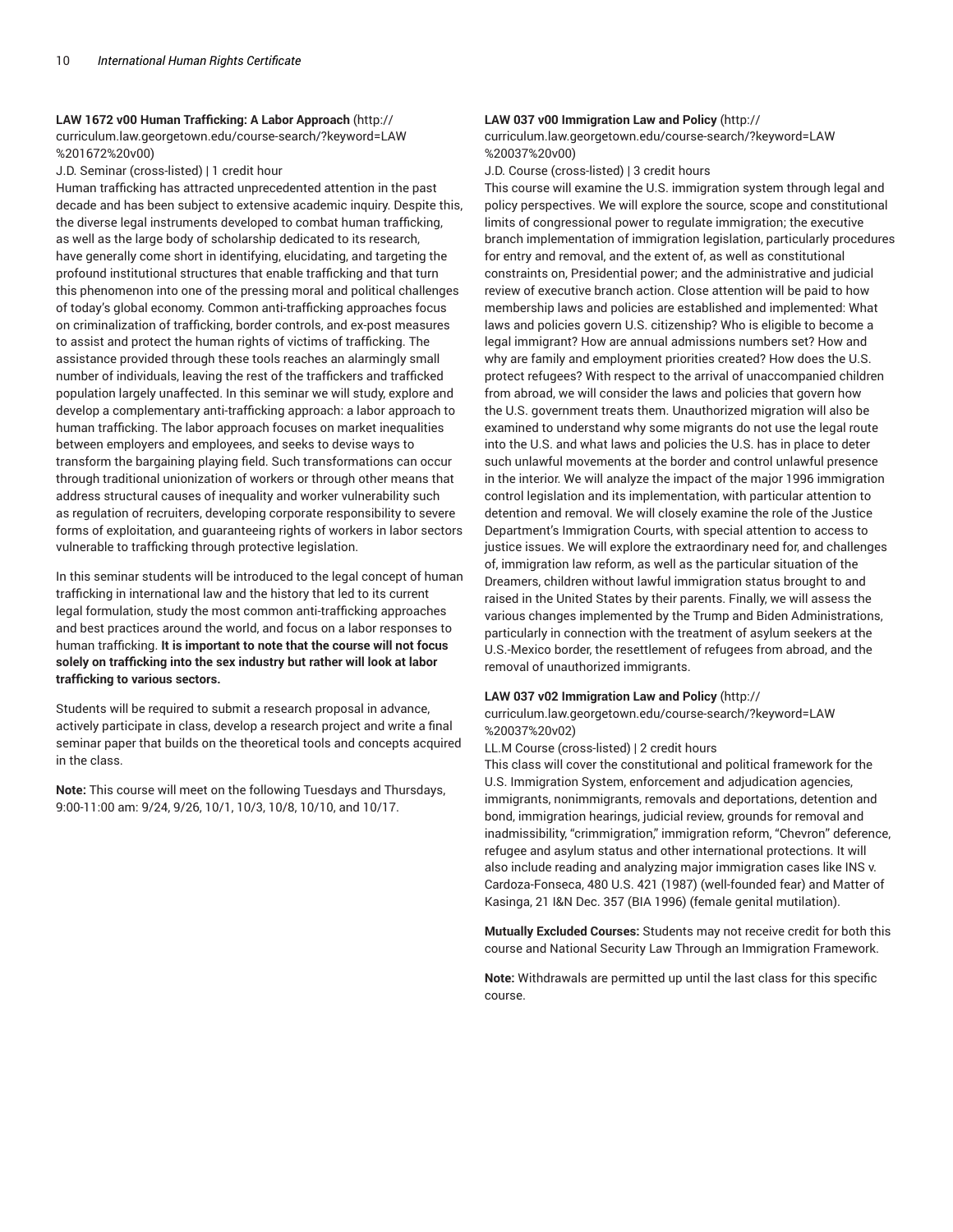**LAW 1672 v00 Human Trafficking: A Labor Approach** (http://curriculum.law.georgetown.edu/course-search/?keyword=LAW%201672%20v00)

J.D. Seminar (cross-listed) | 1 credit hour

Human trafficking has attracted unprecedented attention in the past decade and has been subject to extensive academic inquiry. Despite this, the diverse legal instruments developed to combat human trafficking, as well as the large body of scholarship dedicated to its research, have generally come short in identifying, elucidating, and targeting the profound institutional structures that enable trafficking and that turn this phenomenon into one of the pressing moral and political challenges of today's global economy. Common anti-trafficking approaches focus on criminalization of trafficking, border controls, and ex-post measures to assist and protect the human rights of victims of trafficking. The assistance provided through these tools reaches an alarmingly small number of individuals, leaving the rest of the traffickers and trafficked population largely unaffected. In this seminar we will study, explore and develop a complementary anti-trafficking approach: a labor approach to human trafficking. The labor approach focuses on market inequalities between employers and employees, and seeks to devise ways to transform the bargaining playing field. Such transformations can occur through traditional unionization of workers or through other means that address structural causes of inequality and worker vulnerability such as regulation of recruiters, developing corporate responsibility to severe forms of exploitation, and guaranteeing rights of workers in labor sectors vulnerable to trafficking through protective legislation.

In this seminar students will be introduced to the legal concept of human trafficking in international law and the history that led to its current legal formulation, study the most common anti-trafficking approaches and best practices around the world, and focus on a labor responses to human trafficking. **It is important to note that the course will not focus solely on trafficking into the sex industry but rather will look at labor trafficking to various sectors.**

Students will be required to submit a research proposal in advance, actively participate in class, develop a research project and write a final seminar paper that builds on the theoretical tools and concepts acquired in the class.

**Note:** This course will meet on the following Tuesdays and Thursdays, 9:00-11:00 am: 9/24, 9/26, 10/1, 10/3, 10/8, 10/10, and 10/17.

**LAW 037 v00 Immigration Law and Policy** (http://curriculum.law.georgetown.edu/course-search/?keyword=LAW%20037%20v00)

J.D. Course (cross-listed) | 3 credit hours

This course will examine the U.S. immigration system through legal and policy perspectives. We will explore the source, scope and constitutional limits of congressional power to regulate immigration; the executive branch implementation of immigration legislation, particularly procedures for entry and removal, and the extent of, as well as constitutional constraints on, Presidential power; and the administrative and judicial review of executive branch action. Close attention will be paid to how membership laws and policies are established and implemented: What laws and policies govern U.S. citizenship? Who is eligible to become a legal immigrant? How are annual admissions numbers set? How and why are family and employment priorities created? How does the U.S. protect refugees? With respect to the arrival of unaccompanied children from abroad, we will consider the laws and policies that govern how the U.S. government treats them. Unauthorized migration will also be examined to understand why some migrants do not use the legal route into the U.S. and what laws and policies the U.S. has in place to deter such unlawful movements at the border and control unlawful presence in the interior. We will analyze the impact of the major 1996 immigration control legislation and its implementation, with particular attention to detention and removal. We will closely examine the role of the Justice Department's Immigration Courts, with special attention to access to justice issues. We will explore the extraordinary need for, and challenges of, immigration law reform, as well as the particular situation of the Dreamers, children without lawful immigration status brought to and raised in the United States by their parents. Finally, we will assess the various changes implemented by the Trump and Biden Administrations, particularly in connection with the treatment of asylum seekers at the U.S.-Mexico border, the resettlement of refugees from abroad, and the removal of unauthorized immigrants.

**LAW 037 v02 Immigration Law and Policy** (http://curriculum.law.georgetown.edu/course-search/?keyword=LAW%20037%20v02)

LL.M Course (cross-listed) | 2 credit hours

This class will cover the constitutional and political framework for the U.S. Immigration System, enforcement and adjudication agencies, immigrants, nonimmigrants, removals and deportations, detention and bond, immigration hearings, judicial review, grounds for removal and inadmissibility, "crimmigration," immigration reform, "Chevron" deference, refugee and asylum status and other international protections. It will also include reading and analyzing major immigration cases like INS v. Cardoza-Fonseca, 480 U.S. 421 (1987) (well-founded fear) and Matter of Kasinga, 21 I&N Dec. 357 (BIA 1996) (female genital mutilation).

**Mutually Excluded Courses:** Students may not receive credit for both this course and National Security Law Through an Immigration Framework.

**Note:** Withdrawals are permitted up until the last class for this specific course.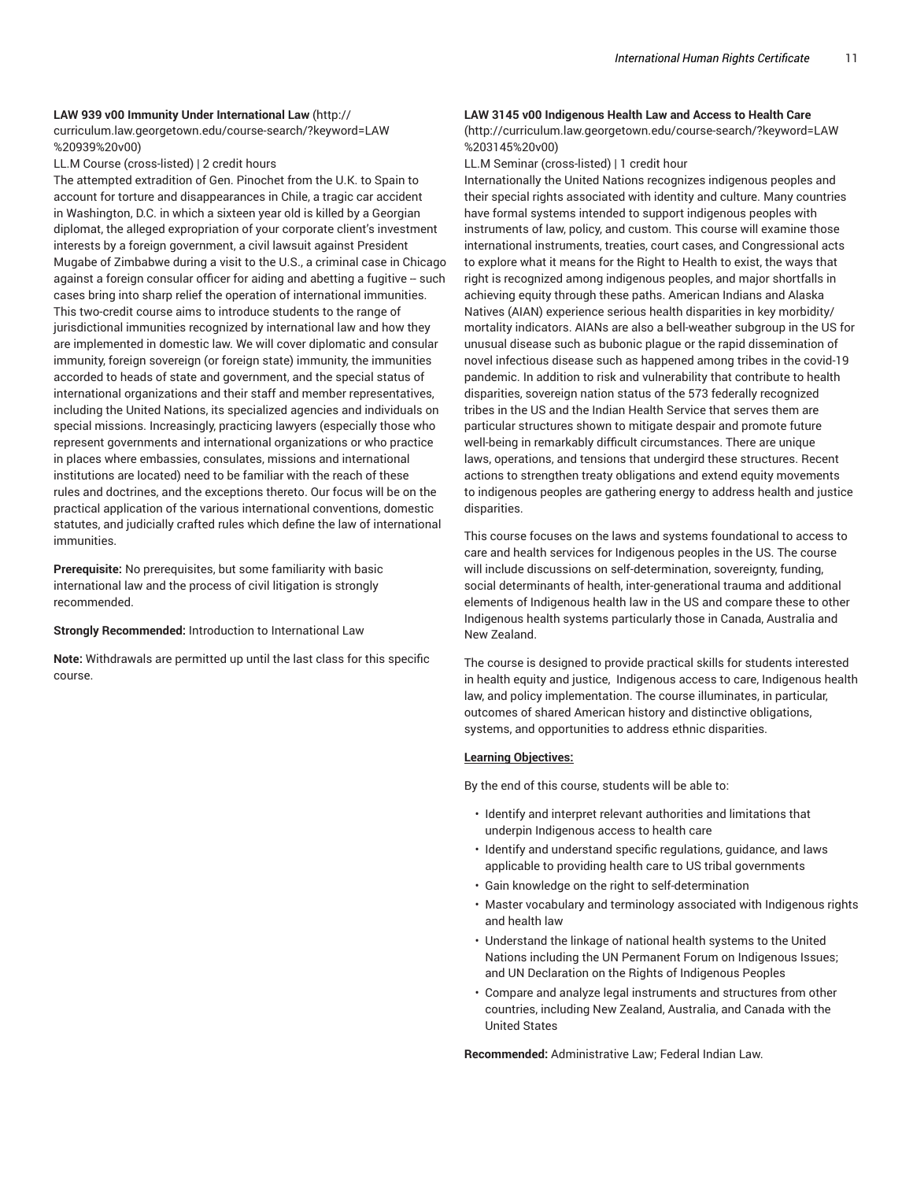**LAW 939 v00 Immunity Under International Law** (http://curriculum.law.georgetown.edu/course-search/?keyword=LAW%20939%20v00)

LL.M Course (cross-listed) | 2 credit hours

The attempted extradition of Gen. Pinochet from the U.K. to Spain to account for torture and disappearances in Chile, a tragic car accident in Washington, D.C. in which a sixteen year old is killed by a Georgian diplomat, the alleged expropriation of your corporate client's investment interests by a foreign government, a civil lawsuit against President Mugabe of Zimbabwe during a visit to the U.S., a criminal case in Chicago against a foreign consular officer for aiding and abetting a fugitive -- such cases bring into sharp relief the operation of international immunities. This two-credit course aims to introduce students to the range of jurisdictional immunities recognized by international law and how they are implemented in domestic law. We will cover diplomatic and consular immunity, foreign sovereign (or foreign state) immunity, the immunities accorded to heads of state and government, and the special status of international organizations and their staff and member representatives, including the United Nations, its specialized agencies and individuals on special missions. Increasingly, practicing lawyers (especially those who represent governments and international organizations or who practice in places where embassies, consulates, missions and international institutions are located) need to be familiar with the reach of these rules and doctrines, and the exceptions thereto. Our focus will be on the practical application of the various international conventions, domestic statutes, and judicially crafted rules which define the law of international immunities.

**Prerequisite:** No prerequisites, but some familiarity with basic international law and the process of civil litigation is strongly recommended.

**Strongly Recommended:** Introduction to International Law

**Note:** Withdrawals are permitted up until the last class for this specific course.

**LAW 3145 v00 Indigenous Health Law and Access to Health Care** (http://curriculum.law.georgetown.edu/course-search/?keyword=LAW%203145%20v00)

LL.M Seminar (cross-listed) | 1 credit hour

Internationally the United Nations recognizes indigenous peoples and their special rights associated with identity and culture. Many countries have formal systems intended to support indigenous peoples with instruments of law, policy, and custom. This course will examine those international instruments, treaties, court cases, and Congressional acts to explore what it means for the Right to Health to exist, the ways that right is recognized among indigenous peoples, and major shortfalls in achieving equity through these paths. American Indians and Alaska Natives (AIAN) experience serious health disparities in key morbidity/mortality indicators. AIANs are also a bell-weather subgroup in the US for unusual disease such as bubonic plague or the rapid dissemination of novel infectious disease such as happened among tribes in the covid-19 pandemic. In addition to risk and vulnerability that contribute to health disparities, sovereign nation status of the 573 federally recognized tribes in the US and the Indian Health Service that serves them are particular structures shown to mitigate despair and promote future well-being in remarkably difficult circumstances. There are unique laws, operations, and tensions that undergird these structures. Recent actions to strengthen treaty obligations and extend equity movements to indigenous peoples are gathering energy to address health and justice disparities.

This course focuses on the laws and systems foundational to access to care and health services for Indigenous peoples in the US. The course will include discussions on self-determination, sovereignty, funding, social determinants of health, inter-generational trauma and additional elements of Indigenous health law in the US and compare these to other Indigenous health systems particularly those in Canada, Australia and New Zealand.

The course is designed to provide practical skills for students interested in health equity and justice, Indigenous access to care, Indigenous health law, and policy implementation. The course illuminates, in particular, outcomes of shared American history and distinctive obligations, systems, and opportunities to address ethnic disparities.

**Learning Objectives:**

By the end of this course, students will be able to:

- Identify and interpret relevant authorities and limitations that underpin Indigenous access to health care
- Identify and understand specific regulations, guidance, and laws applicable to providing health care to US tribal governments
- Gain knowledge on the right to self-determination
- Master vocabulary and terminology associated with Indigenous rights and health law
- Understand the linkage of national health systems to the United Nations including the UN Permanent Forum on Indigenous Issues; and UN Declaration on the Rights of Indigenous Peoples
- Compare and analyze legal instruments and structures from other countries, including New Zealand, Australia, and Canada with the United States

**Recommended:** Administrative Law; Federal Indian Law.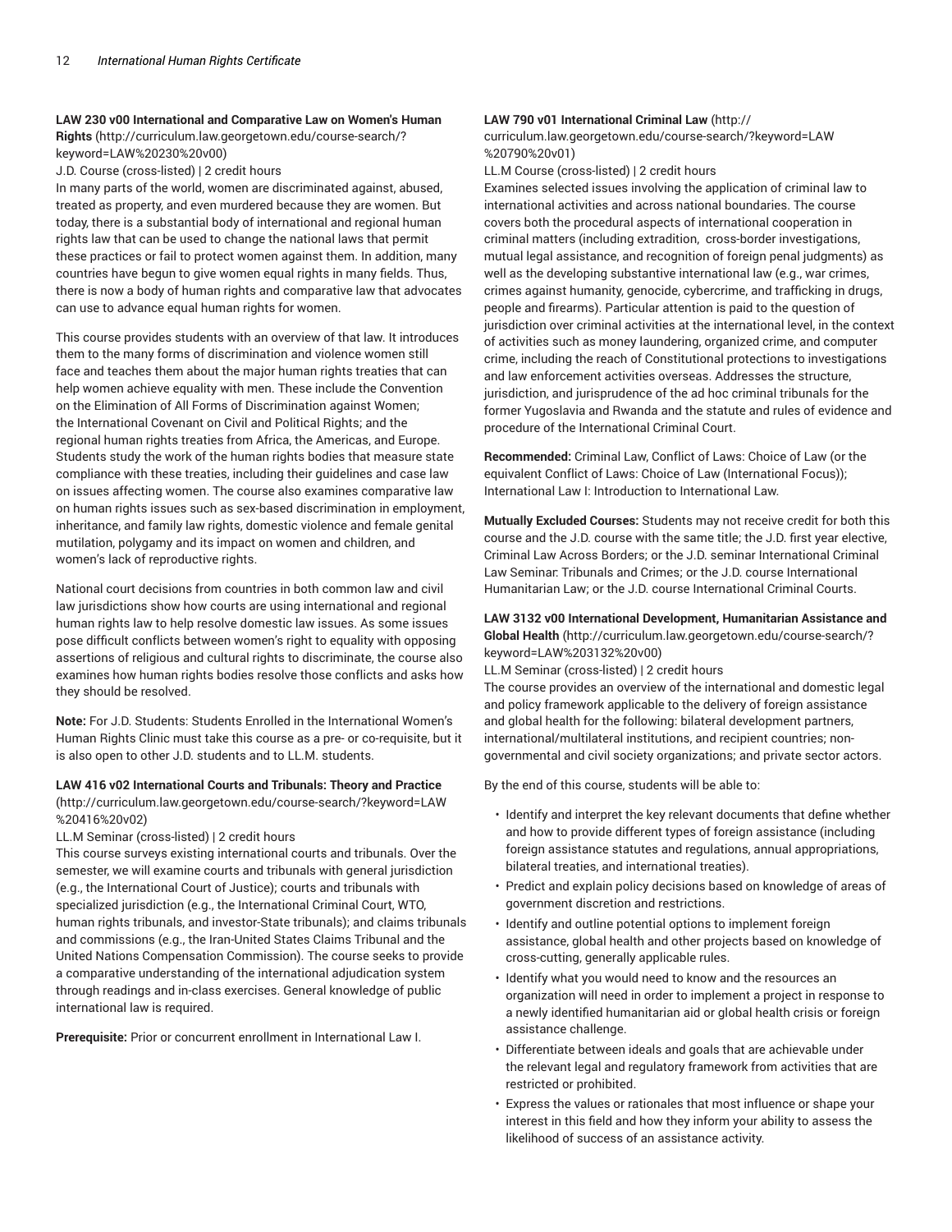**LAW 230 v00 International and Comparative Law on Women's Human Rights** (http://curriculum.law.georgetown.edu/course-search/?keyword=LAW%20230%20v00)

J.D. Course (cross-listed) | 2 credit hours

In many parts of the world, women are discriminated against, abused, treated as property, and even murdered because they are women. But today, there is a substantial body of international and regional human rights law that can be used to change the national laws that permit these practices or fail to protect women against them. In addition, many countries have begun to give women equal rights in many fields. Thus, there is now a body of human rights and comparative law that advocates can use to advance equal human rights for women.

This course provides students with an overview of that law. It introduces them to the many forms of discrimination and violence women still face and teaches them about the major human rights treaties that can help women achieve equality with men. These include the Convention on the Elimination of All Forms of Discrimination against Women; the International Covenant on Civil and Political Rights; and the regional human rights treaties from Africa, the Americas, and Europe. Students study the work of the human rights bodies that measure state compliance with these treaties, including their guidelines and case law on issues affecting women. The course also examines comparative law on human rights issues such as sex-based discrimination in employment, inheritance, and family law rights, domestic violence and female genital mutilation, polygamy and its impact on women and children, and women's lack of reproductive rights.

National court decisions from countries in both common law and civil law jurisdictions show how courts are using international and regional human rights law to help resolve domestic law issues. As some issues pose difficult conflicts between women's right to equality with opposing assertions of religious and cultural rights to discriminate, the course also examines how human rights bodies resolve those conflicts and asks how they should be resolved.

**Note:** For J.D. Students: Students Enrolled in the International Women's Human Rights Clinic must take this course as a pre- or co-requisite, but it is also open to other J.D. students and to LL.M. students.

**LAW 416 v02 International Courts and Tribunals: Theory and Practice** (http://curriculum.law.georgetown.edu/course-search/?keyword=LAW%20416%20v02)

LL.M Seminar (cross-listed) | 2 credit hours

This course surveys existing international courts and tribunals. Over the semester, we will examine courts and tribunals with general jurisdiction (e.g., the International Court of Justice); courts and tribunals with specialized jurisdiction (e.g., the International Criminal Court, WTO, human rights tribunals, and investor-State tribunals); and claims tribunals and commissions (e.g., the Iran-United States Claims Tribunal and the United Nations Compensation Commission). The course seeks to provide a comparative understanding of the international adjudication system through readings and in-class exercises. General knowledge of public international law is required.

**Prerequisite:** Prior or concurrent enrollment in International Law I.

**LAW 790 v01 International Criminal Law** (http://curriculum.law.georgetown.edu/course-search/?keyword=LAW%20790%20v01)

LL.M Course (cross-listed) | 2 credit hours

Examines selected issues involving the application of criminal law to international activities and across national boundaries. The course covers both the procedural aspects of international cooperation in criminal matters (including extradition, cross-border investigations, mutual legal assistance, and recognition of foreign penal judgments) as well as the developing substantive international law (e.g., war crimes, crimes against humanity, genocide, cybercrime, and trafficking in drugs, people and firearms). Particular attention is paid to the question of jurisdiction over criminal activities at the international level, in the context of activities such as money laundering, organized crime, and computer crime, including the reach of Constitutional protections to investigations and law enforcement activities overseas. Addresses the structure, jurisdiction, and jurisprudence of the ad hoc criminal tribunals for the former Yugoslavia and Rwanda and the statute and rules of evidence and procedure of the International Criminal Court.

**Recommended:** Criminal Law, Conflict of Laws: Choice of Law (or the equivalent Conflict of Laws: Choice of Law (International Focus)); International Law I: Introduction to International Law.

**Mutually Excluded Courses:** Students may not receive credit for both this course and the J.D. course with the same title; the J.D. first year elective, Criminal Law Across Borders; or the J.D. seminar International Criminal Law Seminar: Tribunals and Crimes; or the J.D. course International Humanitarian Law; or the J.D. course International Criminal Courts.

**LAW 3132 v00 International Development, Humanitarian Assistance and Global Health** (http://curriculum.law.georgetown.edu/course-search/?keyword=LAW%203132%20v00)

LL.M Seminar (cross-listed) | 2 credit hours

The course provides an overview of the international and domestic legal and policy framework applicable to the delivery of foreign assistance and global health for the following: bilateral development partners, international/multilateral institutions, and recipient countries; non-governmental and civil society organizations; and private sector actors.

By the end of this course, students will be able to:

- Identify and interpret the key relevant documents that define whether and how to provide different types of foreign assistance (including foreign assistance statutes and regulations, annual appropriations, bilateral treaties, and international treaties).
- Predict and explain policy decisions based on knowledge of areas of government discretion and restrictions.
- Identify and outline potential options to implement foreign assistance, global health and other projects based on knowledge of cross-cutting, generally applicable rules.
- Identify what you would need to know and the resources an organization will need in order to implement a project in response to a newly identified humanitarian aid or global health crisis or foreign assistance challenge.
- Differentiate between ideals and goals that are achievable under the relevant legal and regulatory framework from activities that are restricted or prohibited.
- Express the values or rationales that most influence or shape your interest in this field and how they inform your ability to assess the likelihood of success of an assistance activity.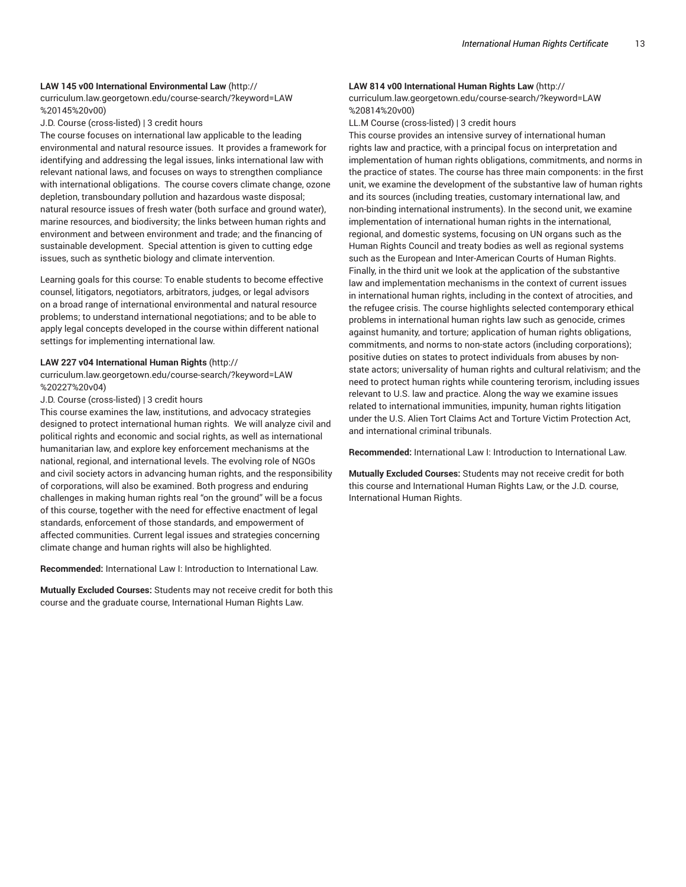**LAW 145 v00 International Environmental Law** (http://curriculum.law.georgetown.edu/course-search/?keyword=LAW%20145%20v00)

J.D. Course (cross-listed) | 3 credit hours

The course focuses on international law applicable to the leading environmental and natural resource issues. It provides a framework for identifying and addressing the legal issues, links international law with relevant national laws, and focuses on ways to strengthen compliance with international obligations. The course covers climate change, ozone depletion, transboundary pollution and hazardous waste disposal; natural resource issues of fresh water (both surface and ground water), marine resources, and biodiversity; the links between human rights and environment and between environment and trade; and the financing of sustainable development. Special attention is given to cutting edge issues, such as synthetic biology and climate intervention.

Learning goals for this course: To enable students to become effective counsel, litigators, negotiators, arbitrators, judges, or legal advisors on a broad range of international environmental and natural resource problems; to understand international negotiations; and to be able to apply legal concepts developed in the course within different national settings for implementing international law.

**LAW 227 v04 International Human Rights** (http://curriculum.law.georgetown.edu/course-search/?keyword=LAW%20227%20v04)

J.D. Course (cross-listed) | 3 credit hours

This course examines the law, institutions, and advocacy strategies designed to protect international human rights. We will analyze civil and political rights and economic and social rights, as well as international humanitarian law, and explore key enforcement mechanisms at the national, regional, and international levels. The evolving role of NGOs and civil society actors in advancing human rights, and the responsibility of corporations, will also be examined. Both progress and enduring challenges in making human rights real "on the ground" will be a focus of this course, together with the need for effective enactment of legal standards, enforcement of those standards, and empowerment of affected communities. Current legal issues and strategies concerning climate change and human rights will also be highlighted.

**Recommended:** International Law I: Introduction to International Law.

**Mutually Excluded Courses:** Students may not receive credit for both this course and the graduate course, International Human Rights Law.

**LAW 814 v00 International Human Rights Law** (http://curriculum.law.georgetown.edu/course-search/?keyword=LAW%20814%20v00)

LL.M Course (cross-listed) | 3 credit hours

This course provides an intensive survey of international human rights law and practice, with a principal focus on interpretation and implementation of human rights obligations, commitments, and norms in the practice of states. The course has three main components: in the first unit, we examine the development of the substantive law of human rights and its sources (including treaties, customary international law, and non-binding international instruments). In the second unit, we examine implementation of international human rights in the international, regional, and domestic systems, focusing on UN organs such as the Human Rights Council and treaty bodies as well as regional systems such as the European and Inter-American Courts of Human Rights. Finally, in the third unit we look at the application of the substantive law and implementation mechanisms in the context of current issues in international human rights, including in the context of atrocities, and the refugee crisis. The course highlights selected contemporary ethical problems in international human rights law such as genocide, crimes against humanity, and torture; application of human rights obligations, commitments, and norms to non-state actors (including corporations); positive duties on states to protect individuals from abuses by non-state actors; universality of human rights and cultural relativism; and the need to protect human rights while countering terorism, including issues relevant to U.S. law and practice. Along the way we examine issues related to international immunities, impunity, human rights litigation under the U.S. Alien Tort Claims Act and Torture Victim Protection Act, and international criminal tribunals.

**Recommended:** International Law I: Introduction to International Law.

**Mutually Excluded Courses:** Students may not receive credit for both this course and International Human Rights Law, or the J.D. course, International Human Rights.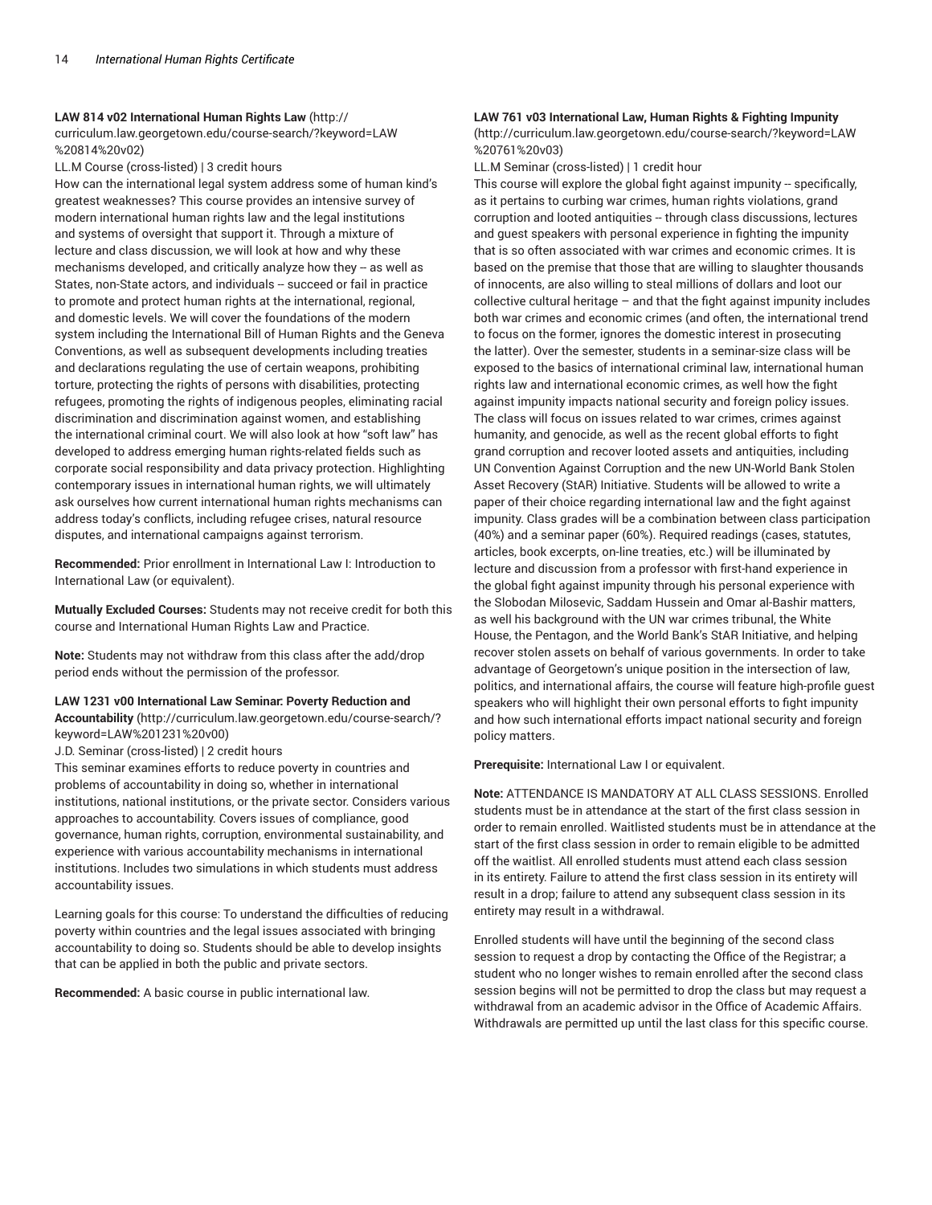**LAW 814 v02 International Human Rights Law** (http://curriculum.law.georgetown.edu/course-search/?keyword=LAW%20814%20v02)

LL.M Course (cross-listed) | 3 credit hours

How can the international legal system address some of human kind's greatest weaknesses? This course provides an intensive survey of modern international human rights law and the legal institutions and systems of oversight that support it. Through a mixture of lecture and class discussion, we will look at how and why these mechanisms developed, and critically analyze how they -- as well as States, non-State actors, and individuals -- succeed or fail in practice to promote and protect human rights at the international, regional, and domestic levels. We will cover the foundations of the modern system including the International Bill of Human Rights and the Geneva Conventions, as well as subsequent developments including treaties and declarations regulating the use of certain weapons, prohibiting torture, protecting the rights of persons with disabilities, protecting refugees, promoting the rights of indigenous peoples, eliminating racial discrimination and discrimination against women, and establishing the international criminal court. We will also look at how "soft law" has developed to address emerging human rights-related fields such as corporate social responsibility and data privacy protection. Highlighting contemporary issues in international human rights, we will ultimately ask ourselves how current international human rights mechanisms can address today's conflicts, including refugee crises, natural resource disputes, and international campaigns against terrorism.

**Recommended:** Prior enrollment in International Law I: Introduction to International Law (or equivalent).

**Mutually Excluded Courses:** Students may not receive credit for both this course and International Human Rights Law and Practice.

**Note:** Students may not withdraw from this class after the add/drop period ends without the permission of the professor.

**LAW 1231 v00 International Law Seminar: Poverty Reduction and Accountability** (http://curriculum.law.georgetown.edu/course-search/?keyword=LAW%201231%20v00)

J.D. Seminar (cross-listed) | 2 credit hours

This seminar examines efforts to reduce poverty in countries and problems of accountability in doing so, whether in international institutions, national institutions, or the private sector. Considers various approaches to accountability. Covers issues of compliance, good governance, human rights, corruption, environmental sustainability, and experience with various accountability mechanisms in international institutions. Includes two simulations in which students must address accountability issues.

Learning goals for this course: To understand the difficulties of reducing poverty within countries and the legal issues associated with bringing accountability to doing so. Students should be able to develop insights that can be applied in both the public and private sectors.

**Recommended:** A basic course in public international law.

**LAW 761 v03 International Law, Human Rights & Fighting Impunity** (http://curriculum.law.georgetown.edu/course-search/?keyword=LAW%20761%20v03)

LL.M Seminar (cross-listed) | 1 credit hour

This course will explore the global fight against impunity -- specifically, as it pertains to curbing war crimes, human rights violations, grand corruption and looted antiquities -- through class discussions, lectures and guest speakers with personal experience in fighting the impunity that is so often associated with war crimes and economic crimes. It is based on the premise that those that are willing to slaughter thousands of innocents, are also willing to steal millions of dollars and loot our collective cultural heritage – and that the fight against impunity includes both war crimes and economic crimes (and often, the international trend to focus on the former, ignores the domestic interest in prosecuting the latter). Over the semester, students in a seminar-size class will be exposed to the basics of international criminal law, international human rights law and international economic crimes, as well how the fight against impunity impacts national security and foreign policy issues. The class will focus on issues related to war crimes, crimes against humanity, and genocide, as well as the recent global efforts to fight grand corruption and recover looted assets and antiquities, including UN Convention Against Corruption and the new UN-World Bank Stolen Asset Recovery (StAR) Initiative. Students will be allowed to write a paper of their choice regarding international law and the fight against impunity. Class grades will be a combination between class participation (40%) and a seminar paper (60%). Required readings (cases, statutes, articles, book excerpts, on-line treaties, etc.) will be illuminated by lecture and discussion from a professor with first-hand experience in the global fight against impunity through his personal experience with the Slobodan Milosevic, Saddam Hussein and Omar al-Bashir matters, as well his background with the UN war crimes tribunal, the White House, the Pentagon, and the World Bank's StAR Initiative, and helping recover stolen assets on behalf of various governments. In order to take advantage of Georgetown's unique position in the intersection of law, politics, and international affairs, the course will feature high-profile guest speakers who will highlight their own personal efforts to fight impunity and how such international efforts impact national security and foreign policy matters.

**Prerequisite:** International Law I or equivalent.

**Note:** ATTENDANCE IS MANDATORY AT ALL CLASS SESSIONS. Enrolled students must be in attendance at the start of the first class session in order to remain enrolled. Waitlisted students must be in attendance at the start of the first class session in order to remain eligible to be admitted off the waitlist. All enrolled students must attend each class session in its entirety. Failure to attend the first class session in its entirety will result in a drop; failure to attend any subsequent class session in its entirety may result in a withdrawal.

Enrolled students will have until the beginning of the second class session to request a drop by contacting the Office of the Registrar; a student who no longer wishes to remain enrolled after the second class session begins will not be permitted to drop the class but may request a withdrawal from an academic advisor in the Office of Academic Affairs. Withdrawals are permitted up until the last class for this specific course.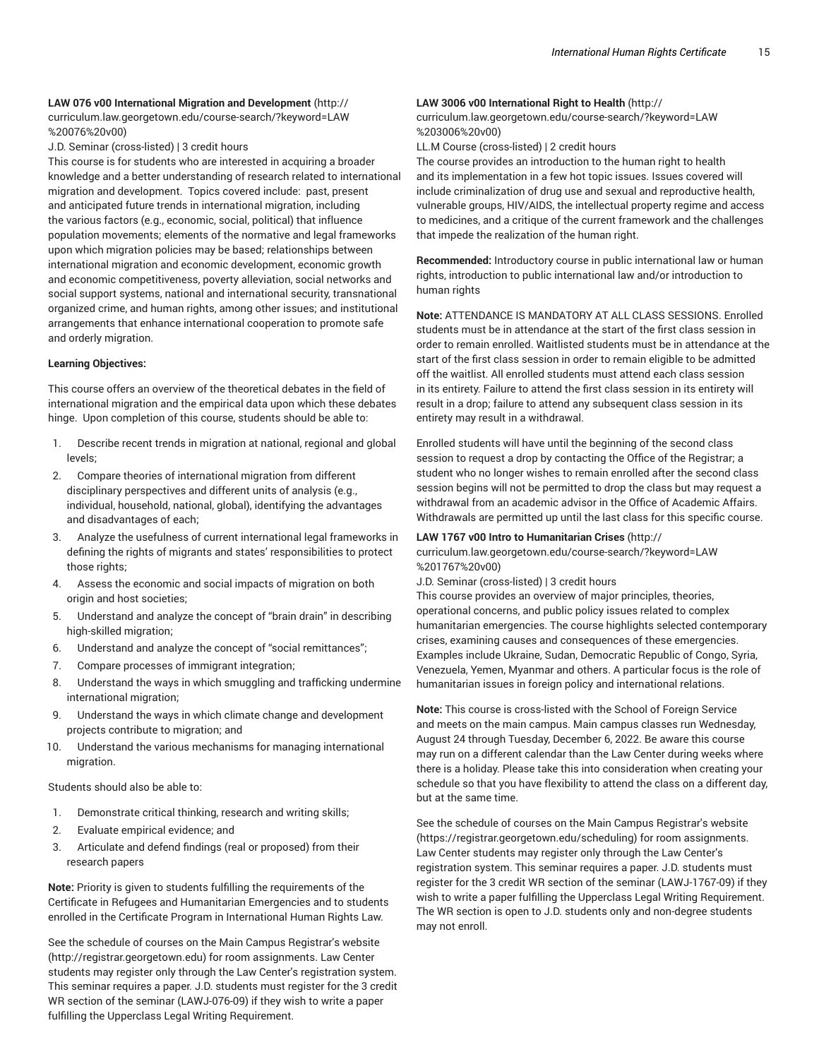**LAW 076 v00 International Migration and Development** (http://curriculum.law.georgetown.edu/course-search/?keyword=LAW%20076%20v00)

J.D. Seminar (cross-listed) | 3 credit hours

This course is for students who are interested in acquiring a broader knowledge and a better understanding of research related to international migration and development. Topics covered include: past, present and anticipated future trends in international migration, including the various factors (e.g., economic, social, political) that influence population movements; elements of the normative and legal frameworks upon which migration policies may be based; relationships between international migration and economic development, economic growth and economic competitiveness, poverty alleviation, social networks and social support systems, national and international security, transnational organized crime, and human rights, among other issues; and institutional arrangements that enhance international cooperation to promote safe and orderly migration.

**Learning Objectives:**

This course offers an overview of the theoretical debates in the field of international migration and the empirical data upon which these debates hinge. Upon completion of this course, students should be able to:

1. Describe recent trends in migration at national, regional and global levels;
2. Compare theories of international migration from different disciplinary perspectives and different units of analysis (e.g., individual, household, national, global), identifying the advantages and disadvantages of each;
3. Analyze the usefulness of current international legal frameworks in defining the rights of migrants and states' responsibilities to protect those rights;
4. Assess the economic and social impacts of migration on both origin and host societies;
5. Understand and analyze the concept of "brain drain" in describing high-skilled migration;
6. Understand and analyze the concept of "social remittances";
7. Compare processes of immigrant integration;
8. Understand the ways in which smuggling and trafficking undermine international migration;
9. Understand the ways in which climate change and development projects contribute to migration; and
10. Understand the various mechanisms for managing international migration.

Students should also be able to:

1. Demonstrate critical thinking, research and writing skills;
2. Evaluate empirical evidence; and
3. Articulate and defend findings (real or proposed) from their research papers

**Note:** Priority is given to students fulfilling the requirements of the Certificate in Refugees and Humanitarian Emergencies and to students enrolled in the Certificate Program in International Human Rights Law.

See the schedule of courses on the Main Campus Registrar's website (http://registrar.georgetown.edu) for room assignments. Law Center students may register only through the Law Center's registration system. This seminar requires a paper. J.D. students must register for the 3 credit WR section of the seminar (LAWJ-076-09) if they wish to write a paper fulfilling the Upperclass Legal Writing Requirement.

**LAW 3006 v00 International Right to Health** (http://curriculum.law.georgetown.edu/course-search/?keyword=LAW%203006%20v00)

LL.M Course (cross-listed) | 2 credit hours

The course provides an introduction to the human right to health and its implementation in a few hot topic issues. Issues covered will include criminalization of drug use and sexual and reproductive health, vulnerable groups, HIV/AIDS, the intellectual property regime and access to medicines, and a critique of the current framework and the challenges that impede the realization of the human right.

**Recommended:** Introductory course in public international law or human rights, introduction to public international law and/or introduction to human rights

**Note:** ATTENDANCE IS MANDATORY AT ALL CLASS SESSIONS. Enrolled students must be in attendance at the start of the first class session in order to remain enrolled. Waitlisted students must be in attendance at the start of the first class session in order to remain eligible to be admitted off the waitlist. All enrolled students must attend each class session in its entirety. Failure to attend the first class session in its entirety will result in a drop; failure to attend any subsequent class session in its entirety may result in a withdrawal.

Enrolled students will have until the beginning of the second class session to request a drop by contacting the Office of the Registrar; a student who no longer wishes to remain enrolled after the second class session begins will not be permitted to drop the class but may request a withdrawal from an academic advisor in the Office of Academic Affairs. Withdrawals are permitted up until the last class for this specific course.

**LAW 1767 v00 Intro to Humanitarian Crises** (http://curriculum.law.georgetown.edu/course-search/?keyword=LAW%201767%20v00)

J.D. Seminar (cross-listed) | 3 credit hours

This course provides an overview of major principles, theories, operational concerns, and public policy issues related to complex humanitarian emergencies. The course highlights selected contemporary crises, examining causes and consequences of these emergencies. Examples include Ukraine, Sudan, Democratic Republic of Congo, Syria, Venezuela, Yemen, Myanmar and others. A particular focus is the role of humanitarian issues in foreign policy and international relations.

**Note:** This course is cross-listed with the School of Foreign Service and meets on the main campus. Main campus classes run Wednesday, August 24 through Tuesday, December 6, 2022. Be aware this course may run on a different calendar than the Law Center during weeks where there is a holiday. Please take this into consideration when creating your schedule so that you have flexibility to attend the class on a different day, but at the same time.

See the schedule of courses on the Main Campus Registrar's website (https://registrar.georgetown.edu/scheduling) for room assignments. Law Center students may register only through the Law Center's registration system. This seminar requires a paper. J.D. students must register for the 3 credit WR section of the seminar (LAWJ-1767-09) if they wish to write a paper fulfilling the Upperclass Legal Writing Requirement. The WR section is open to J.D. students only and non-degree students may not enroll.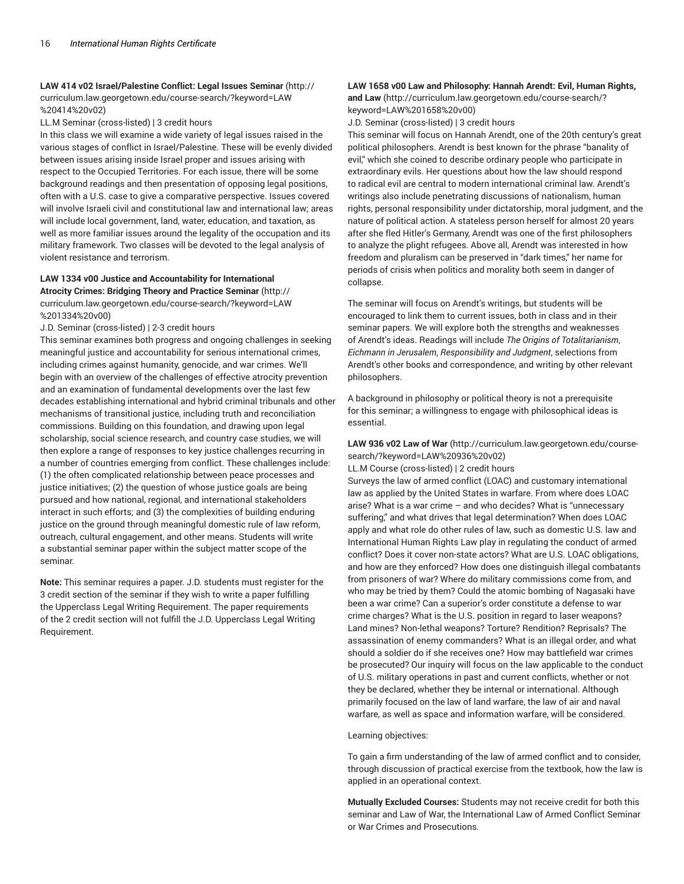**LAW 414 v02 Israel/Palestine Conflict: Legal Issues Seminar** (http://curriculum.law.georgetown.edu/course-search/?keyword=LAW%20414%20v02)

LL.M Seminar (cross-listed) | 3 credit hours

In this class we will examine a wide variety of legal issues raised in the various stages of conflict in Israel/Palestine. These will be evenly divided between issues arising inside Israel proper and issues arising with respect to the Occupied Territories. For each issue, there will be some background readings and then presentation of opposing legal positions, often with a U.S. case to give a comparative perspective. Issues covered will involve Israeli civil and constitutional law and international law; areas will include local government, land, water, education, and taxation, as well as more familiar issues around the legality of the occupation and its military framework. Two classes will be devoted to the legal analysis of violent resistance and terrorism.

**LAW 1334 v00 Justice and Accountability for International Atrocity Crimes: Bridging Theory and Practice Seminar** (http://curriculum.law.georgetown.edu/course-search/?keyword=LAW%201334%20v00)

J.D. Seminar (cross-listed) | 2-3 credit hours

This seminar examines both progress and ongoing challenges in seeking meaningful justice and accountability for serious international crimes, including crimes against humanity, genocide, and war crimes. We'll begin with an overview of the challenges of effective atrocity prevention and an examination of fundamental developments over the last few decades establishing international and hybrid criminal tribunals and other mechanisms of transitional justice, including truth and reconciliation commissions. Building on this foundation, and drawing upon legal scholarship, social science research, and country case studies, we will then explore a range of responses to key justice challenges recurring in a number of countries emerging from conflict. These challenges include: (1) the often complicated relationship between peace processes and justice initiatives; (2) the question of whose justice goals are being pursued and how national, regional, and international stakeholders interact in such efforts; and (3) the complexities of building enduring justice on the ground through meaningful domestic rule of law reform, outreach, cultural engagement, and other means. Students will write a substantial seminar paper within the subject matter scope of the seminar.

**Note:** This seminar requires a paper. J.D. students must register for the 3 credit section of the seminar if they wish to write a paper fulfilling the Upperclass Legal Writing Requirement. The paper requirements of the 2 credit section will not fulfill the J.D. Upperclass Legal Writing Requirement.

**LAW 1658 v00 Law and Philosophy: Hannah Arendt: Evil, Human Rights, and Law** (http://curriculum.law.georgetown.edu/course-search/?keyword=LAW%201658%20v00)

J.D. Seminar (cross-listed) | 3 credit hours

This seminar will focus on Hannah Arendt, one of the 20th century's great political philosophers. Arendt is best known for the phrase "banality of evil," which she coined to describe ordinary people who participate in extraordinary evils. Her questions about how the law should respond to radical evil are central to modern international criminal law. Arendt's writings also include penetrating discussions of nationalism, human rights, personal responsibility under dictatorship, moral judgment, and the nature of political action. A stateless person herself for almost 20 years after she fled Hitler's Germany, Arendt was one of the first philosophers to analyze the plight refugees. Above all, Arendt was interested in how freedom and pluralism can be preserved in "dark times," her name for periods of crisis when politics and morality both seem in danger of collapse.

The seminar will focus on Arendt's writings, but students will be encouraged to link them to current issues, both in class and in their seminar papers. We will explore both the strengths and weaknesses of Arendt's ideas. Readings will include *The Origins of Totalitarianism*, *Eichmann in Jerusalem*, *Responsibility and Judgment*, selections from Arendt's other books and correspondence, and writing by other relevant philosophers.

A background in philosophy or political theory is not a prerequisite for this seminar; a willingness to engage with philosophical ideas is essential.

**LAW 936 v02 Law of War** (http://curriculum.law.georgetown.edu/course-search/?keyword=LAW%20936%20v02)

LL.M Course (cross-listed) | 2 credit hours

Surveys the law of armed conflict (LOAC) and customary international law as applied by the United States in warfare. From where does LOAC arise? What is a war crime – and who decides? What is "unnecessary suffering," and what drives that legal determination? When does LOAC apply and what role do other rules of law, such as domestic U.S. law and International Human Rights Law play in regulating the conduct of armed conflict? Does it cover non-state actors? What are U.S. LOAC obligations, and how are they enforced? How does one distinguish illegal combatants from prisoners of war? Where do military commissions come from, and who may be tried by them? Could the atomic bombing of Nagasaki have been a war crime? Can a superior's order constitute a defense to war crime charges? What is the U.S. position in regard to laser weapons? Land mines? Non-lethal weapons? Torture? Rendition? Reprisals? The assassination of enemy commanders? What is an illegal order, and what should a soldier do if she receives one? How may battlefield war crimes be prosecuted? Our inquiry will focus on the law applicable to the conduct of U.S. military operations in past and current conflicts, whether or not they be declared, whether they be internal or international. Although primarily focused on the law of land warfare, the law of air and naval warfare, as well as space and information warfare, will be considered.

Learning objectives:

To gain a firm understanding of the law of armed conflict and to consider, through discussion of practical exercise from the textbook, how the law is applied in an operational context.

**Mutually Excluded Courses:** Students may not receive credit for both this seminar and Law of War, the International Law of Armed Conflict Seminar or War Crimes and Prosecutions.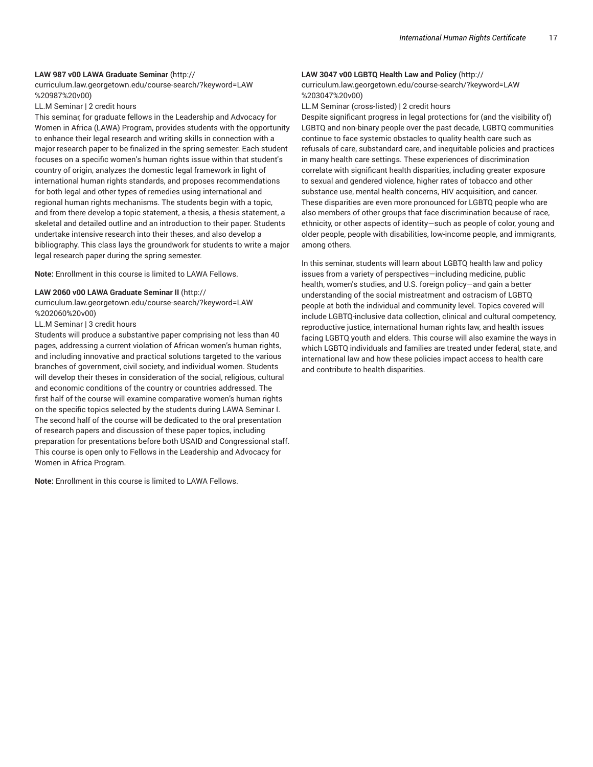**LAW 987 v00 LAWA Graduate Seminar** (http://curriculum.law.georgetown.edu/course-search/?keyword=LAW%20987%20v00)

LL.M Seminar | 2 credit hours

This seminar, for graduate fellows in the Leadership and Advocacy for Women in Africa (LAWA) Program, provides students with the opportunity to enhance their legal research and writing skills in connection with a major research paper to be finalized in the spring semester. Each student focuses on a specific women's human rights issue within that student's country of origin, analyzes the domestic legal framework in light of international human rights standards, and proposes recommendations for both legal and other types of remedies using international and regional human rights mechanisms. The students begin with a topic, and from there develop a topic statement, a thesis, a thesis statement, a skeletal and detailed outline and an introduction to their paper. Students undertake intensive research into their theses, and also develop a bibliography. This class lays the groundwork for students to write a major legal research paper during the spring semester.

**Note:** Enrollment in this course is limited to LAWA Fellows.

**LAW 2060 v00 LAWA Graduate Seminar II** (http://curriculum.law.georgetown.edu/course-search/?keyword=LAW%202060%20v00)

LL.M Seminar | 3 credit hours

Students will produce a substantive paper comprising not less than 40 pages, addressing a current violation of African women's human rights, and including innovative and practical solutions targeted to the various branches of government, civil society, and individual women. Students will develop their theses in consideration of the social, religious, cultural and economic conditions of the country or countries addressed. The first half of the course will examine comparative women's human rights on the specific topics selected by the students during LAWA Seminar I. The second half of the course will be dedicated to the oral presentation of research papers and discussion of these paper topics, including preparation for presentations before both USAID and Congressional staff. This course is open only to Fellows in the Leadership and Advocacy for Women in Africa Program.

**Note:** Enrollment in this course is limited to LAWA Fellows.

**LAW 3047 v00 LGBTQ Health Law and Policy** (http://curriculum.law.georgetown.edu/course-search/?keyword=LAW%203047%20v00)

LL.M Seminar (cross-listed) | 2 credit hours

Despite significant progress in legal protections for (and the visibility of) LGBTQ and non-binary people over the past decade, LGBTQ communities continue to face systemic obstacles to quality health care such as refusals of care, substandard care, and inequitable policies and practices in many health care settings. These experiences of discrimination correlate with significant health disparities, including greater exposure to sexual and gendered violence, higher rates of tobacco and other substance use, mental health concerns, HIV acquisition, and cancer. These disparities are even more pronounced for LGBTQ people who are also members of other groups that face discrimination because of race, ethnicity, or other aspects of identity—such as people of color, young and older people, people with disabilities, low-income people, and immigrants, among others.

In this seminar, students will learn about LGBTQ health law and policy issues from a variety of perspectives—including medicine, public health, women's studies, and U.S. foreign policy—and gain a better understanding of the social mistreatment and ostracism of LGBTQ people at both the individual and community level. Topics covered will include LGBTQ-inclusive data collection, clinical and cultural competency, reproductive justice, international human rights law, and health issues facing LGBTQ youth and elders. This course will also examine the ways in which LGBTQ individuals and families are treated under federal, state, and international law and how these policies impact access to health care and contribute to health disparities.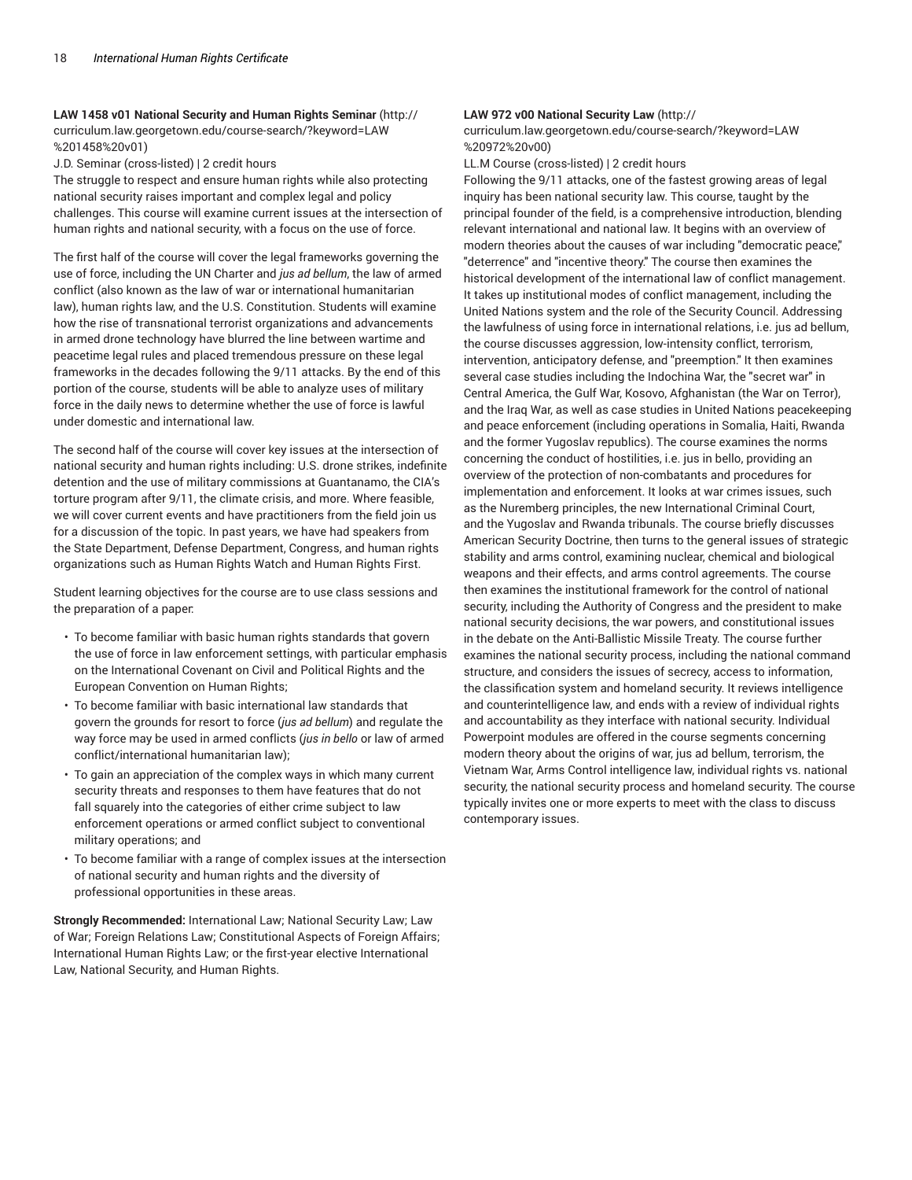**LAW 1458 v01 National Security and Human Rights Seminar** (http://curriculum.law.georgetown.edu/course-search/?keyword=LAW%201458%20v01)

J.D. Seminar (cross-listed) | 2 credit hours

The struggle to respect and ensure human rights while also protecting national security raises important and complex legal and policy challenges. This course will examine current issues at the intersection of human rights and national security, with a focus on the use of force.

The first half of the course will cover the legal frameworks governing the use of force, including the UN Charter and *jus ad bellum*, the law of armed conflict (also known as the law of war or international humanitarian law), human rights law, and the U.S. Constitution. Students will examine how the rise of transnational terrorist organizations and advancements in armed drone technology have blurred the line between wartime and peacetime legal rules and placed tremendous pressure on these legal frameworks in the decades following the 9/11 attacks. By the end of this portion of the course, students will be able to analyze uses of military force in the daily news to determine whether the use of force is lawful under domestic and international law.

The second half of the course will cover key issues at the intersection of national security and human rights including: U.S. drone strikes, indefinite detention and the use of military commissions at Guantanamo, the CIA's torture program after 9/11, the climate crisis, and more. Where feasible, we will cover current events and have practitioners from the field join us for a discussion of the topic. In past years, we have had speakers from the State Department, Defense Department, Congress, and human rights organizations such as Human Rights Watch and Human Rights First.

Student learning objectives for the course are to use class sessions and the preparation of a paper:

- To become familiar with basic human rights standards that govern the use of force in law enforcement settings, with particular emphasis on the International Covenant on Civil and Political Rights and the European Convention on Human Rights;
- To become familiar with basic international law standards that govern the grounds for resort to force (*jus ad bellum*) and regulate the way force may be used in armed conflicts (*jus in bello* or law of armed conflict/international humanitarian law);
- To gain an appreciation of the complex ways in which many current security threats and responses to them have features that do not fall squarely into the categories of either crime subject to law enforcement operations or armed conflict subject to conventional military operations; and
- To become familiar with a range of complex issues at the intersection of national security and human rights and the diversity of professional opportunities in these areas.

**Strongly Recommended:** International Law; National Security Law; Law of War; Foreign Relations Law; Constitutional Aspects of Foreign Affairs; International Human Rights Law; or the first-year elective International Law, National Security, and Human Rights.

**LAW 972 v00 National Security Law** (http://curriculum.law.georgetown.edu/course-search/?keyword=LAW%20972%20v00)

LL.M Course (cross-listed) | 2 credit hours

Following the 9/11 attacks, one of the fastest growing areas of legal inquiry has been national security law. This course, taught by the principal founder of the field, is a comprehensive introduction, blending relevant international and national law. It begins with an overview of modern theories about the causes of war including "democratic peace," "deterrence" and "incentive theory." The course then examines the historical development of the international law of conflict management. It takes up institutional modes of conflict management, including the United Nations system and the role of the Security Council. Addressing the lawfulness of using force in international relations, i.e. jus ad bellum, the course discusses aggression, low-intensity conflict, terrorism, intervention, anticipatory defense, and "preemption." It then examines several case studies including the Indochina War, the "secret war" in Central America, the Gulf War, Kosovo, Afghanistan (the War on Terror), and the Iraq War, as well as case studies in United Nations peacekeeping and peace enforcement (including operations in Somalia, Haiti, Rwanda and the former Yugoslav republics). The course examines the norms concerning the conduct of hostilities, i.e. jus in bello, providing an overview of the protection of non-combatants and procedures for implementation and enforcement. It looks at war crimes issues, such as the Nuremberg principles, the new International Criminal Court, and the Yugoslav and Rwanda tribunals. The course briefly discusses American Security Doctrine, then turns to the general issues of strategic stability and arms control, examining nuclear, chemical and biological weapons and their effects, and arms control agreements. The course then examines the institutional framework for the control of national security, including the Authority of Congress and the president to make national security decisions, the war powers, and constitutional issues in the debate on the Anti-Ballistic Missile Treaty. The course further examines the national security process, including the national command structure, and considers the issues of secrecy, access to information, the classification system and homeland security. It reviews intelligence and counterintelligence law, and ends with a review of individual rights and accountability as they interface with national security. Individual Powerpoint modules are offered in the course segments concerning modern theory about the origins of war, jus ad bellum, terrorism, the Vietnam War, Arms Control intelligence law, individual rights vs. national security, the national security process and homeland security. The course typically invites one or more experts to meet with the class to discuss contemporary issues.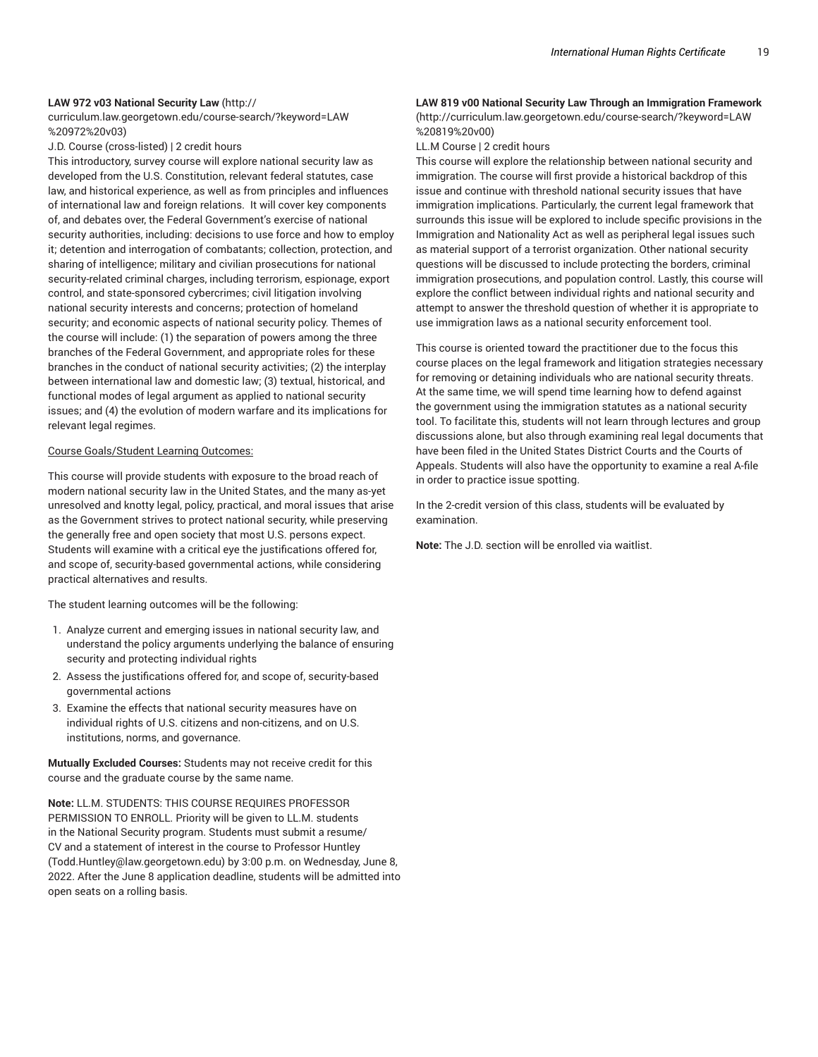**LAW 972 v03 National Security Law** (http://curriculum.law.georgetown.edu/course-search/?keyword=LAW%20972%20v03)

J.D. Course (cross-listed) | 2 credit hours

This introductory, survey course will explore national security law as developed from the U.S. Constitution, relevant federal statutes, case law, and historical experience, as well as from principles and influences of international law and foreign relations. It will cover key components of, and debates over, the Federal Government's exercise of national security authorities, including: decisions to use force and how to employ it; detention and interrogation of combatants; collection, protection, and sharing of intelligence; military and civilian prosecutions for national security-related criminal charges, including terrorism, espionage, export control, and state-sponsored cybercrimes; civil litigation involving national security interests and concerns; protection of homeland security; and economic aspects of national security policy. Themes of the course will include: (1) the separation of powers among the three branches of the Federal Government, and appropriate roles for these branches in the conduct of national security activities; (2) the interplay between international law and domestic law; (3) textual, historical, and functional modes of legal argument as applied to national security issues; and (4) the evolution of modern warfare and its implications for relevant legal regimes.

Course Goals/Student Learning Outcomes:

This course will provide students with exposure to the broad reach of modern national security law in the United States, and the many as-yet unresolved and knotty legal, policy, practical, and moral issues that arise as the Government strives to protect national security, while preserving the generally free and open society that most U.S. persons expect. Students will examine with a critical eye the justifications offered for, and scope of, security-based governmental actions, while considering practical alternatives and results.

The student learning outcomes will be the following:

1. Analyze current and emerging issues in national security law, and understand the policy arguments underlying the balance of ensuring security and protecting individual rights
2. Assess the justifications offered for, and scope of, security-based governmental actions
3. Examine the effects that national security measures have on individual rights of U.S. citizens and non-citizens, and on U.S. institutions, norms, and governance.

**Mutually Excluded Courses:** Students may not receive credit for this course and the graduate course by the same name.

**Note:** LL.M. STUDENTS: THIS COURSE REQUIRES PROFESSOR PERMISSION TO ENROLL. Priority will be given to LL.M. students in the National Security program. Students must submit a resume/CV and a statement of interest in the course to Professor Huntley (Todd.Huntley@law.georgetown.edu) by 3:00 p.m. on Wednesday, June 8, 2022. After the June 8 application deadline, students will be admitted into open seats on a rolling basis.

**LAW 819 v00 National Security Law Through an Immigration Framework** (http://curriculum.law.georgetown.edu/course-search/?keyword=LAW%20819%20v00)

LL.M Course | 2 credit hours

This course will explore the relationship between national security and immigration. The course will first provide a historical backdrop of this issue and continue with threshold national security issues that have immigration implications. Particularly, the current legal framework that surrounds this issue will be explored to include specific provisions in the Immigration and Nationality Act as well as peripheral legal issues such as material support of a terrorist organization. Other national security questions will be discussed to include protecting the borders, criminal immigration prosecutions, and population control. Lastly, this course will explore the conflict between individual rights and national security and attempt to answer the threshold question of whether it is appropriate to use immigration laws as a national security enforcement tool.

This course is oriented toward the practitioner due to the focus this course places on the legal framework and litigation strategies necessary for removing or detaining individuals who are national security threats. At the same time, we will spend time learning how to defend against the government using the immigration statutes as a national security tool. To facilitate this, students will not learn through lectures and group discussions alone, but also through examining real legal documents that have been filed in the United States District Courts and the Courts of Appeals. Students will also have the opportunity to examine a real A-file in order to practice issue spotting.

In the 2-credit version of this class, students will be evaluated by examination.

**Note:** The J.D. section will be enrolled via waitlist.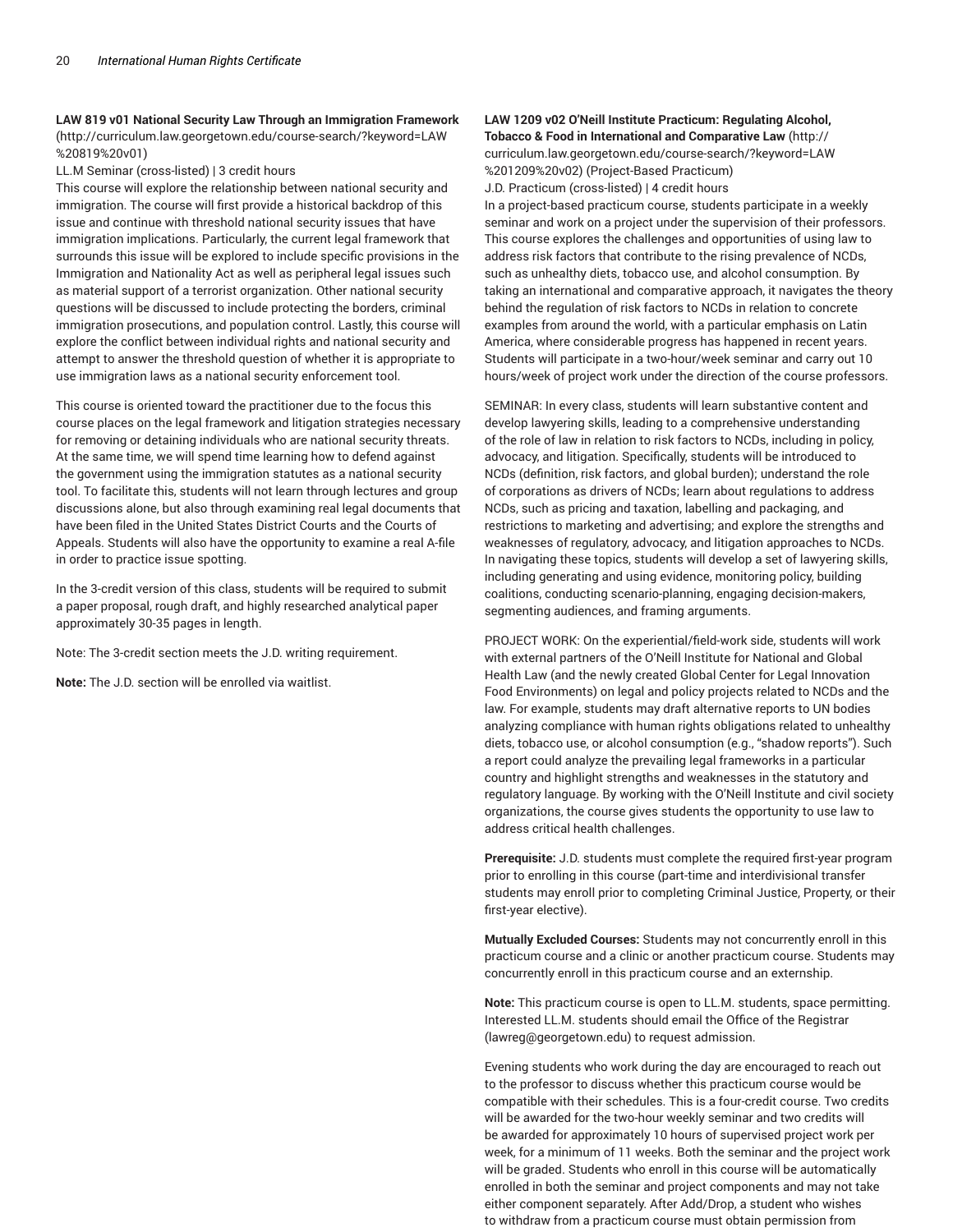**LAW 819 v01 National Security Law Through an Immigration Framework** (http://curriculum.law.georgetown.edu/course-search/?keyword=LAW%20819%20v01)

LL.M Seminar (cross-listed) | 3 credit hours

This course will explore the relationship between national security and immigration. The course will first provide a historical backdrop of this issue and continue with threshold national security issues that have immigration implications. Particularly, the current legal framework that surrounds this issue will be explored to include specific provisions in the Immigration and Nationality Act as well as peripheral legal issues such as material support of a terrorist organization. Other national security questions will be discussed to include protecting the borders, criminal immigration prosecutions, and population control. Lastly, this course will explore the conflict between individual rights and national security and attempt to answer the threshold question of whether it is appropriate to use immigration laws as a national security enforcement tool.

This course is oriented toward the practitioner due to the focus this course places on the legal framework and litigation strategies necessary for removing or detaining individuals who are national security threats. At the same time, we will spend time learning how to defend against the government using the immigration statutes as a national security tool. To facilitate this, students will not learn through lectures and group discussions alone, but also through examining real legal documents that have been filed in the United States District Courts and the Courts of Appeals. Students will also have the opportunity to examine a real A-file in order to practice issue spotting.

In the 3-credit version of this class, students will be required to submit a paper proposal, rough draft, and highly researched analytical paper approximately 30-35 pages in length.

Note: The 3-credit section meets the J.D. writing requirement.

**Note:** The J.D. section will be enrolled via waitlist.

**LAW 1209 v02 O'Neill Institute Practicum: Regulating Alcohol, Tobacco & Food in International and Comparative Law** (http://curriculum.law.georgetown.edu/course-search/?keyword=LAW%201209%20v02) (Project-Based Practicum)

J.D. Practicum (cross-listed) | 4 credit hours

In a project-based practicum course, students participate in a weekly seminar and work on a project under the supervision of their professors. This course explores the challenges and opportunities of using law to address risk factors that contribute to the rising prevalence of NCDs, such as unhealthy diets, tobacco use, and alcohol consumption. By taking an international and comparative approach, it navigates the theory behind the regulation of risk factors to NCDs in relation to concrete examples from around the world, with a particular emphasis on Latin America, where considerable progress has happened in recent years. Students will participate in a two-hour/week seminar and carry out 10 hours/week of project work under the direction of the course professors.

SEMINAR: In every class, students will learn substantive content and develop lawyering skills, leading to a comprehensive understanding of the role of law in relation to risk factors to NCDs, including in policy, advocacy, and litigation. Specifically, students will be introduced to NCDs (definition, risk factors, and global burden); understand the role of corporations as drivers of NCDs; learn about regulations to address NCDs, such as pricing and taxation, labelling and packaging, and restrictions to marketing and advertising; and explore the strengths and weaknesses of regulatory, advocacy, and litigation approaches to NCDs. In navigating these topics, students will develop a set of lawyering skills, including generating and using evidence, monitoring policy, building coalitions, conducting scenario-planning, engaging decision-makers, segmenting audiences, and framing arguments.

PROJECT WORK: On the experiential/field-work side, students will work with external partners of the O'Neill Institute for National and Global Health Law (and the newly created Global Center for Legal Innovation Food Environments) on legal and policy projects related to NCDs and the law. For example, students may draft alternative reports to UN bodies analyzing compliance with human rights obligations related to unhealthy diets, tobacco use, or alcohol consumption (e.g., "shadow reports"). Such a report could analyze the prevailing legal frameworks in a particular country and highlight strengths and weaknesses in the statutory and regulatory language. By working with the O'Neill Institute and civil society organizations, the course gives students the opportunity to use law to address critical health challenges.

**Prerequisite:** J.D. students must complete the required first-year program prior to enrolling in this course (part-time and interdivisional transfer students may enroll prior to completing Criminal Justice, Property, or their first-year elective).

**Mutually Excluded Courses:** Students may not concurrently enroll in this practicum course and a clinic or another practicum course. Students may concurrently enroll in this practicum course and an externship.

**Note:** This practicum course is open to LL.M. students, space permitting. Interested LL.M. students should email the Office of the Registrar (lawreg@georgetown.edu) to request admission.

Evening students who work during the day are encouraged to reach out to the professor to discuss whether this practicum course would be compatible with their schedules. This is a four-credit course. Two credits will be awarded for the two-hour weekly seminar and two credits will be awarded for approximately 10 hours of supervised project work per week, for a minimum of 11 weeks. Both the seminar and the project work will be graded. Students who enroll in this course will be automatically enrolled in both the seminar and project components and may not take either component separately. After Add/Drop, a student who wishes to withdraw from a practicum course must obtain permission from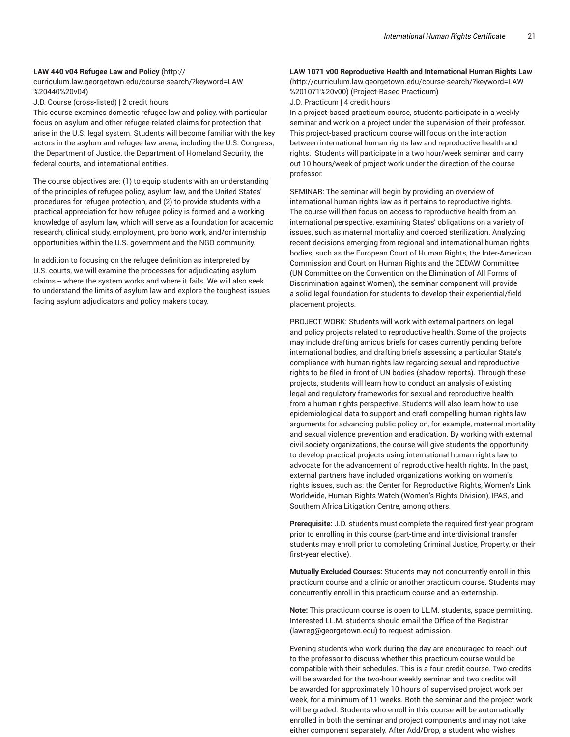**LAW 440 v04 Refugee Law and Policy** (http://curriculum.law.georgetown.edu/course-search/?keyword=LAW%20440%20v04)

J.D. Course (cross-listed) | 2 credit hours

This course examines domestic refugee law and policy, with particular focus on asylum and other refugee-related claims for protection that arise in the U.S. legal system. Students will become familiar with the key actors in the asylum and refugee law arena, including the U.S. Congress, the Department of Justice, the Department of Homeland Security, the federal courts, and international entities.

The course objectives are: (1) to equip students with an understanding of the principles of refugee policy, asylum law, and the United States' procedures for refugee protection, and (2) to provide students with a practical appreciation for how refugee policy is formed and a working knowledge of asylum law, which will serve as a foundation for academic research, clinical study, employment, pro bono work, and/or internship opportunities within the U.S. government and the NGO community.

In addition to focusing on the refugee definition as interpreted by U.S. courts, we will examine the processes for adjudicating asylum claims -- where the system works and where it fails. We will also seek to understand the limits of asylum law and explore the toughest issues facing asylum adjudicators and policy makers today.

**LAW 1071 v00 Reproductive Health and International Human Rights Law** (http://curriculum.law.georgetown.edu/course-search/?keyword=LAW%201071%20v00) (Project-Based Practicum)

J.D. Practicum | 4 credit hours

In a project-based practicum course, students participate in a weekly seminar and work on a project under the supervision of their professor. This project-based practicum course will focus on the interaction between international human rights law and reproductive health and rights. Students will participate in a two hour/week seminar and carry out 10 hours/week of project work under the direction of the course professor.

SEMINAR: The seminar will begin by providing an overview of international human rights law as it pertains to reproductive rights. The course will then focus on access to reproductive health from an international perspective, examining States' obligations on a variety of issues, such as maternal mortality and coerced sterilization. Analyzing recent decisions emerging from regional and international human rights bodies, such as the European Court of Human Rights, the Inter-American Commission and Court on Human Rights and the CEDAW Committee (UN Committee on the Convention on the Elimination of All Forms of Discrimination against Women), the seminar component will provide a solid legal foundation for students to develop their experiential/field placement projects.

PROJECT WORK: Students will work with external partners on legal and policy projects related to reproductive health. Some of the projects may include drafting amicus briefs for cases currently pending before international bodies, and drafting briefs assessing a particular State's compliance with human rights law regarding sexual and reproductive rights to be filed in front of UN bodies (shadow reports). Through these projects, students will learn how to conduct an analysis of existing legal and regulatory frameworks for sexual and reproductive health from a human rights perspective. Students will also learn how to use epidemiological data to support and craft compelling human rights law arguments for advancing public policy on, for example, maternal mortality and sexual violence prevention and eradication. By working with external civil society organizations, the course will give students the opportunity to develop practical projects using international human rights law to advocate for the advancement of reproductive health rights. In the past, external partners have included organizations working on women's rights issues, such as: the Center for Reproductive Rights, Women's Link Worldwide, Human Rights Watch (Women's Rights Division), IPAS, and Southern Africa Litigation Centre, among others.

**Prerequisite:** J.D. students must complete the required first-year program prior to enrolling in this course (part-time and interdivisional transfer students may enroll prior to completing Criminal Justice, Property, or their first-year elective).

**Mutually Excluded Courses:** Students may not concurrently enroll in this practicum course and a clinic or another practicum course. Students may concurrently enroll in this practicum course and an externship.

**Note:** This practicum course is open to LL.M. students, space permitting. Interested LL.M. students should email the Office of the Registrar (lawreg@georgetown.edu) to request admission.

Evening students who work during the day are encouraged to reach out to the professor to discuss whether this practicum course would be compatible with their schedules. This is a four credit course. Two credits will be awarded for the two-hour weekly seminar and two credits will be awarded for approximately 10 hours of supervised project work per week, for a minimum of 11 weeks. Both the seminar and the project work will be graded. Students who enroll in this course will be automatically enrolled in both the seminar and project components and may not take either component separately. After Add/Drop, a student who wishes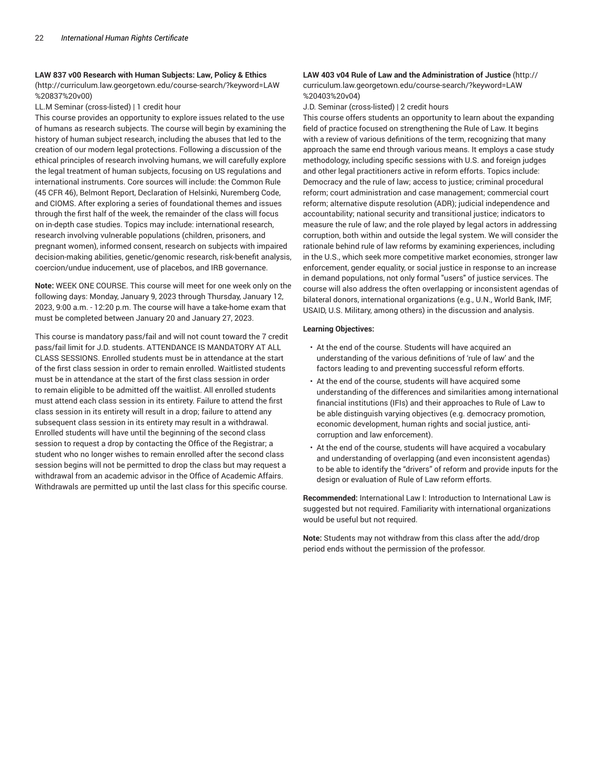**LAW 837 v00 Research with Human Subjects: Law, Policy & Ethics** (http://curriculum.law.georgetown.edu/course-search/?keyword=LAW%20837%20v00)

LL.M Seminar (cross-listed) | 1 credit hour

This course provides an opportunity to explore issues related to the use of humans as research subjects. The course will begin by examining the history of human subject research, including the abuses that led to the creation of our modern legal protections. Following a discussion of the ethical principles of research involving humans, we will carefully explore the legal treatment of human subjects, focusing on US regulations and international instruments. Core sources will include: the Common Rule (45 CFR 46), Belmont Report, Declaration of Helsinki, Nuremberg Code, and CIOMS. After exploring a series of foundational themes and issues through the first half of the week, the remainder of the class will focus on in-depth case studies. Topics may include: international research, research involving vulnerable populations (children, prisoners, and pregnant women), informed consent, research on subjects with impaired decision-making abilities, genetic/genomic research, risk-benefit analysis, coercion/undue inducement, use of placebos, and IRB governance.

**Note:** WEEK ONE COURSE. This course will meet for one week only on the following days: Monday, January 9, 2023 through Thursday, January 12, 2023, 9:00 a.m. - 12:20 p.m. The course will have a take-home exam that must be completed between January 20 and January 27, 2023.

This course is mandatory pass/fail and will not count toward the 7 credit pass/fail limit for J.D. students. ATTENDANCE IS MANDATORY AT ALL CLASS SESSIONS. Enrolled students must be in attendance at the start of the first class session in order to remain enrolled. Waitlisted students must be in attendance at the start of the first class session in order to remain eligible to be admitted off the waitlist. All enrolled students must attend each class session in its entirety. Failure to attend the first class session in its entirety will result in a drop; failure to attend any subsequent class session in its entirety may result in a withdrawal. Enrolled students will have until the beginning of the second class session to request a drop by contacting the Office of the Registrar; a student who no longer wishes to remain enrolled after the second class session begins will not be permitted to drop the class but may request a withdrawal from an academic advisor in the Office of Academic Affairs. Withdrawals are permitted up until the last class for this specific course.

**LAW 403 v04 Rule of Law and the Administration of Justice** (http://curriculum.law.georgetown.edu/course-search/?keyword=LAW%20403%20v04)

J.D. Seminar (cross-listed) | 2 credit hours

This course offers students an opportunity to learn about the expanding field of practice focused on strengthening the Rule of Law. It begins with a review of various definitions of the term, recognizing that many approach the same end through various means. It employs a case study methodology, including specific sessions with U.S. and foreign judges and other legal practitioners active in reform efforts. Topics include: Democracy and the rule of law; access to justice; criminal procedural reform; court administration and case management; commercial court reform; alternative dispute resolution (ADR); judicial independence and accountability; national security and transitional justice; indicators to measure the rule of law; and the role played by legal actors in addressing corruption, both within and outside the legal system. We will consider the rationale behind rule of law reforms by examining experiences, including in the U.S., which seek more competitive market economies, stronger law enforcement, gender equality, or social justice in response to an increase in demand populations, not only formal "users" of justice services. The course will also address the often overlapping or inconsistent agendas of bilateral donors, international organizations (e.g., U.N., World Bank, IMF, USAID, U.S. Military, among others) in the discussion and analysis.

**Learning Objectives:**

- At the end of the course. Students will have acquired an understanding of the various definitions of 'rule of law' and the factors leading to and preventing successful reform efforts.
- At the end of the course, students will have acquired some understanding of the differences and similarities among international financial institutions (IFIs) and their approaches to Rule of Law to be able distinguish varying objectives (e.g. democracy promotion, economic development, human rights and social justice, anti-corruption and law enforcement).
- At the end of the course, students will have acquired a vocabulary and understanding of overlapping (and even inconsistent agendas) to be able to identify the "drivers" of reform and provide inputs for the design or evaluation of Rule of Law reform efforts.

**Recommended:** International Law I: Introduction to International Law is suggested but not required. Familiarity with international organizations would be useful but not required.

**Note:** Students may not withdraw from this class after the add/drop period ends without the permission of the professor.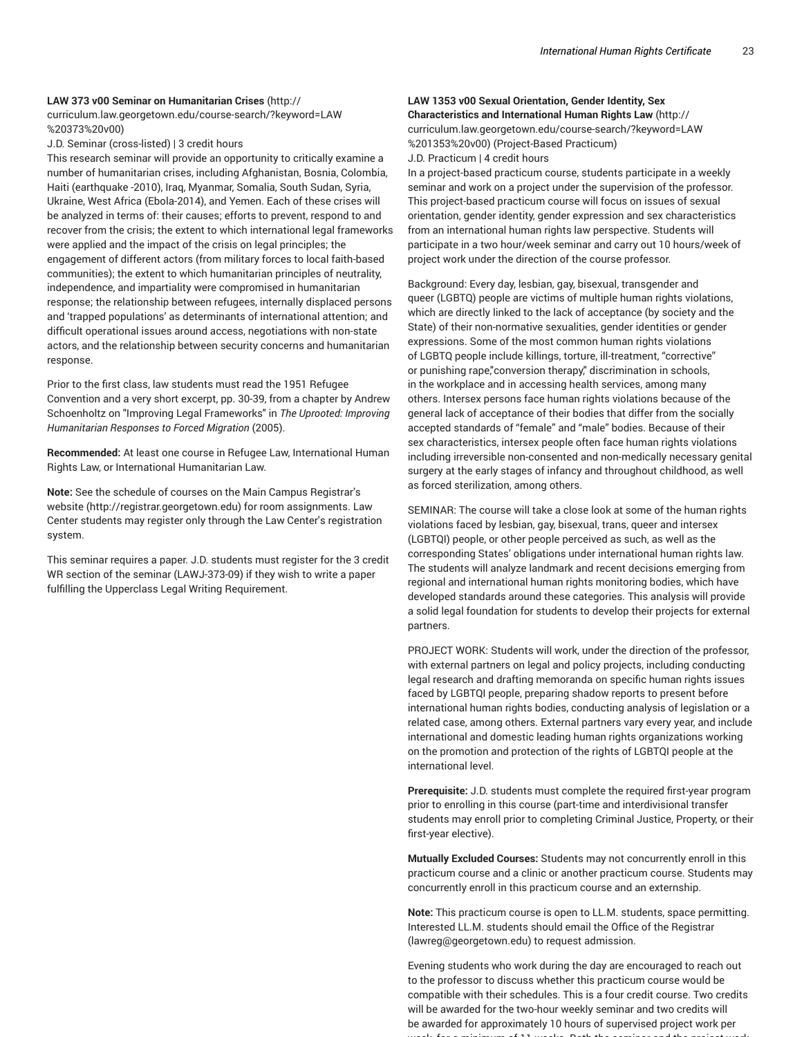**LAW 373 v00 Seminar on Humanitarian Crises** (http://curriculum.law.georgetown.edu/course-search/?keyword=LAW%20373%20v00)

J.D. Seminar (cross-listed) | 3 credit hours

This research seminar will provide an opportunity to critically examine a number of humanitarian crises, including Afghanistan, Bosnia, Colombia, Haiti (earthquake -2010), Iraq, Myanmar, Somalia, South Sudan, Syria, Ukraine, West Africa (Ebola-2014), and Yemen. Each of these crises will be analyzed in terms of: their causes; efforts to prevent, respond to and recover from the crisis; the extent to which international legal frameworks were applied and the impact of the crisis on legal principles; the engagement of different actors (from military forces to local faith-based communities); the extent to which humanitarian principles of neutrality, independence, and impartiality were compromised in humanitarian response; the relationship between refugees, internally displaced persons and 'trapped populations' as determinants of international attention; and difficult operational issues around access, negotiations with non-state actors, and the relationship between security concerns and humanitarian response.

Prior to the first class, law students must read the 1951 Refugee Convention and a very short excerpt, pp. 30-39, from a chapter by Andrew Schoenholtz on "Improving Legal Frameworks" in *The Uprooted: Improving Humanitarian Responses to Forced Migration* (2005).

**Recommended:** At least one course in Refugee Law, International Human Rights Law, or International Humanitarian Law.

**Note:** See the schedule of courses on the Main Campus Registrar's website (http://registrar.georgetown.edu) for room assignments. Law Center students may register only through the Law Center's registration system.

This seminar requires a paper. J.D. students must register for the 3 credit WR section of the seminar (LAWJ-373-09) if they wish to write a paper fulfilling the Upperclass Legal Writing Requirement.

**LAW 1353 v00 Sexual Orientation, Gender Identity, Sex Characteristics and International Human Rights Law** (http://curriculum.law.georgetown.edu/course-search/?keyword=LAW%201353%20v00) (Project-Based Practicum)

J.D. Practicum | 4 credit hours

In a project-based practicum course, students participate in a weekly seminar and work on a project under the supervision of the professor. This project-based practicum course will focus on issues of sexual orientation, gender identity, gender expression and sex characteristics from an international human rights law perspective. Students will participate in a two hour/week seminar and carry out 10 hours/week of project work under the direction of the course professor.

Background: Every day, lesbian, gay, bisexual, transgender and queer (LGBTQ) people are victims of multiple human rights violations, which are directly linked to the lack of acceptance (by society and the State) of their non-normative sexualities, gender identities or gender expressions. Some of the most common human rights violations of LGBTQ people include killings, torture, ill-treatment, "corrective" or punishing rape,"conversion therapy," discrimination in schools, in the workplace and in accessing health services, among many others. Intersex persons face human rights violations because of the general lack of acceptance of their bodies that differ from the socially accepted standards of "female" and "male" bodies. Because of their sex characteristics, intersex people often face human rights violations including irreversible non-consented and non-medically necessary genital surgery at the early stages of infancy and throughout childhood, as well as forced sterilization, among others.

SEMINAR: The course will take a close look at some of the human rights violations faced by lesbian, gay, bisexual, trans, queer and intersex (LGBTQI) people, or other people perceived as such, as well as the corresponding States' obligations under international human rights law. The students will analyze landmark and recent decisions emerging from regional and international human rights monitoring bodies, which have developed standards around these categories. This analysis will provide a solid legal foundation for students to develop their projects for external partners.

PROJECT WORK: Students will work, under the direction of the professor, with external partners on legal and policy projects, including conducting legal research and drafting memoranda on specific human rights issues faced by LGBTQI people, preparing shadow reports to present before international human rights bodies, conducting analysis of legislation or a related case, among others. External partners vary every year, and include international and domestic leading human rights organizations working on the promotion and protection of the rights of LGBTQI people at the international level.

**Prerequisite:** J.D. students must complete the required first-year program prior to enrolling in this course (part-time and interdivisional transfer students may enroll prior to completing Criminal Justice, Property, or their first-year elective).

**Mutually Excluded Courses:** Students may not concurrently enroll in this practicum course and a clinic or another practicum course. Students may concurrently enroll in this practicum course and an externship.

**Note:** This practicum course is open to LL.M. students, space permitting. Interested LL.M. students should email the Office of the Registrar (lawreg@georgetown.edu) to request admission.

Evening students who work during the day are encouraged to reach out to the professor to discuss whether this practicum course would be compatible with their schedules. This is a four credit course. Two credits will be awarded for the two-hour weekly seminar and two credits will be awarded for approximately 10 hours of supervised project work per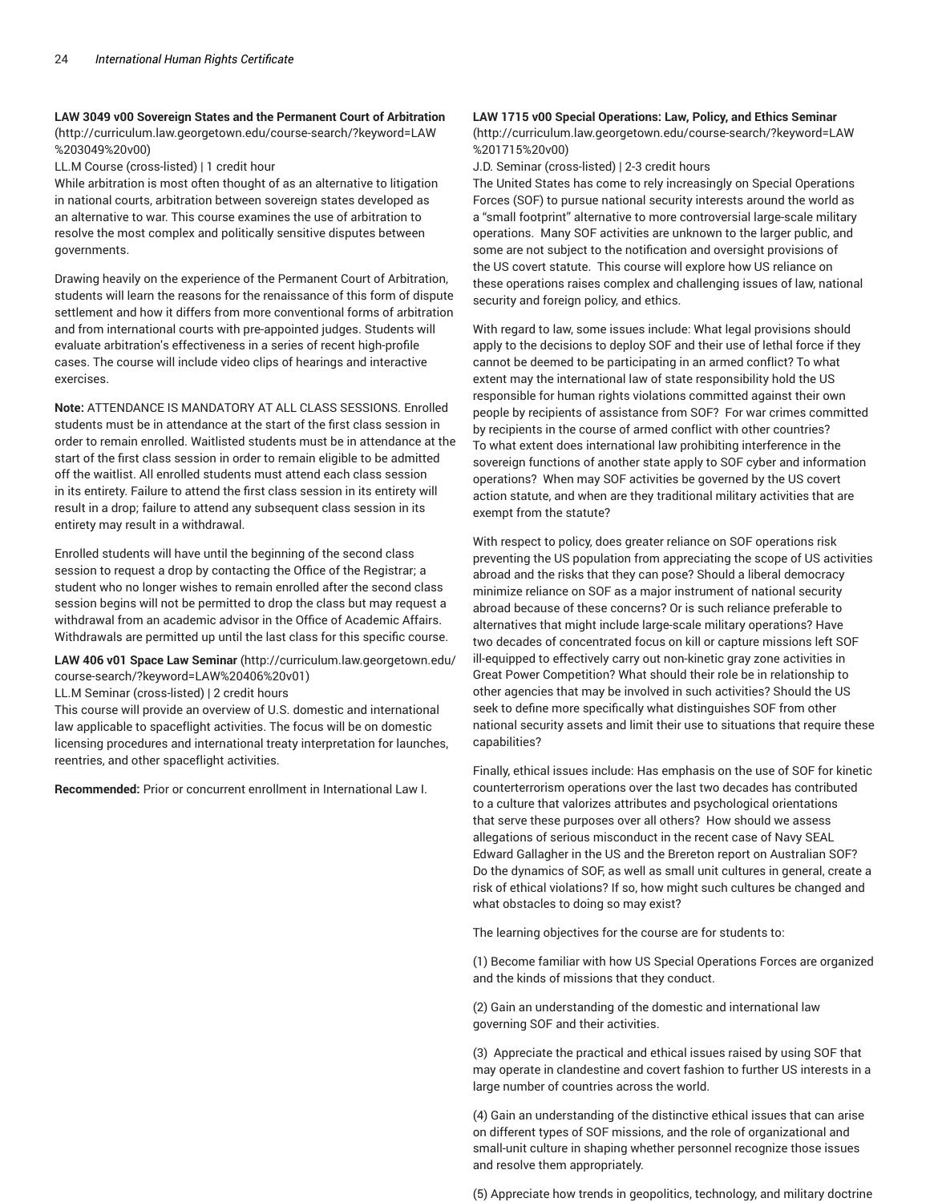**LAW 3049 v00 Sovereign States and the Permanent Court of Arbitration** (http://curriculum.law.georgetown.edu/course-search/?keyword=LAW%203049%20v00)

LL.M Course (cross-listed) | 1 credit hour

While arbitration is most often thought of as an alternative to litigation in national courts, arbitration between sovereign states developed as an alternative to war. This course examines the use of arbitration to resolve the most complex and politically sensitive disputes between governments.

Drawing heavily on the experience of the Permanent Court of Arbitration, students will learn the reasons for the renaissance of this form of dispute settlement and how it differs from more conventional forms of arbitration and from international courts with pre-appointed judges. Students will evaluate arbitration's effectiveness in a series of recent high-profile cases. The course will include video clips of hearings and interactive exercises.

**Note:** ATTENDANCE IS MANDATORY AT ALL CLASS SESSIONS. Enrolled students must be in attendance at the start of the first class session in order to remain enrolled. Waitlisted students must be in attendance at the start of the first class session in order to remain eligible to be admitted off the waitlist. All enrolled students must attend each class session in its entirety. Failure to attend the first class session in its entirety will result in a drop; failure to attend any subsequent class session in its entirety may result in a withdrawal.

Enrolled students will have until the beginning of the second class session to request a drop by contacting the Office of the Registrar; a student who no longer wishes to remain enrolled after the second class session begins will not be permitted to drop the class but may request a withdrawal from an academic advisor in the Office of Academic Affairs. Withdrawals are permitted up until the last class for this specific course.

**LAW 406 v01 Space Law Seminar** (http://curriculum.law.georgetown.edu/course-search/?keyword=LAW%20406%20v01)

LL.M Seminar (cross-listed) | 2 credit hours

This course will provide an overview of U.S. domestic and international law applicable to spaceflight activities. The focus will be on domestic licensing procedures and international treaty interpretation for launches, reentries, and other spaceflight activities.

**Recommended:** Prior or concurrent enrollment in International Law I.

**LAW 1715 v00 Special Operations: Law, Policy, and Ethics Seminar** (http://curriculum.law.georgetown.edu/course-search/?keyword=LAW%201715%20v00)

J.D. Seminar (cross-listed) | 2-3 credit hours

The United States has come to rely increasingly on Special Operations Forces (SOF) to pursue national security interests around the world as a "small footprint" alternative to more controversial large-scale military operations. Many SOF activities are unknown to the larger public, and some are not subject to the notification and oversight provisions of the US covert statute. This course will explore how US reliance on these operations raises complex and challenging issues of law, national security and foreign policy, and ethics.

With regard to law, some issues include: What legal provisions should apply to the decisions to deploy SOF and their use of lethal force if they cannot be deemed to be participating in an armed conflict? To what extent may the international law of state responsibility hold the US responsible for human rights violations committed against their own people by recipients of assistance from SOF? For war crimes committed by recipients in the course of armed conflict with other countries? To what extent does international law prohibiting interference in the sovereign functions of another state apply to SOF cyber and information operations? When may SOF activities be governed by the US covert action statute, and when are they traditional military activities that are exempt from the statute?

With respect to policy, does greater reliance on SOF operations risk preventing the US population from appreciating the scope of US activities abroad and the risks that they can pose? Should a liberal democracy minimize reliance on SOF as a major instrument of national security abroad because of these concerns? Or is such reliance preferable to alternatives that might include large-scale military operations? Have two decades of concentrated focus on kill or capture missions left SOF ill-equipped to effectively carry out non-kinetic gray zone activities in Great Power Competition? What should their role be in relationship to other agencies that may be involved in such activities? Should the US seek to define more specifically what distinguishes SOF from other national security assets and limit their use to situations that require these capabilities?

Finally, ethical issues include: Has emphasis on the use of SOF for kinetic counterterrorism operations over the last two decades has contributed to a culture that valorizes attributes and psychological orientations that serve these purposes over all others? How should we assess allegations of serious misconduct in the recent case of Navy SEAL Edward Gallagher in the US and the Brereton report on Australian SOF? Do the dynamics of SOF, as well as small unit cultures in general, create a risk of ethical violations? If so, how might such cultures be changed and what obstacles to doing so may exist?

The learning objectives for the course are for students to:

(1) Become familiar with how US Special Operations Forces are organized and the kinds of missions that they conduct.

(2) Gain an understanding of the domestic and international law governing SOF and their activities.

(3) Appreciate the practical and ethical issues raised by using SOF that may operate in clandestine and covert fashion to further US interests in a large number of countries across the world.

(4) Gain an understanding of the distinctive ethical issues that can arise on different types of SOF missions, and the role of organizational and small-unit culture in shaping whether personnel recognize those issues and resolve them appropriately.

(5) Appreciate how trends in geopolitics, technology, and military doctrine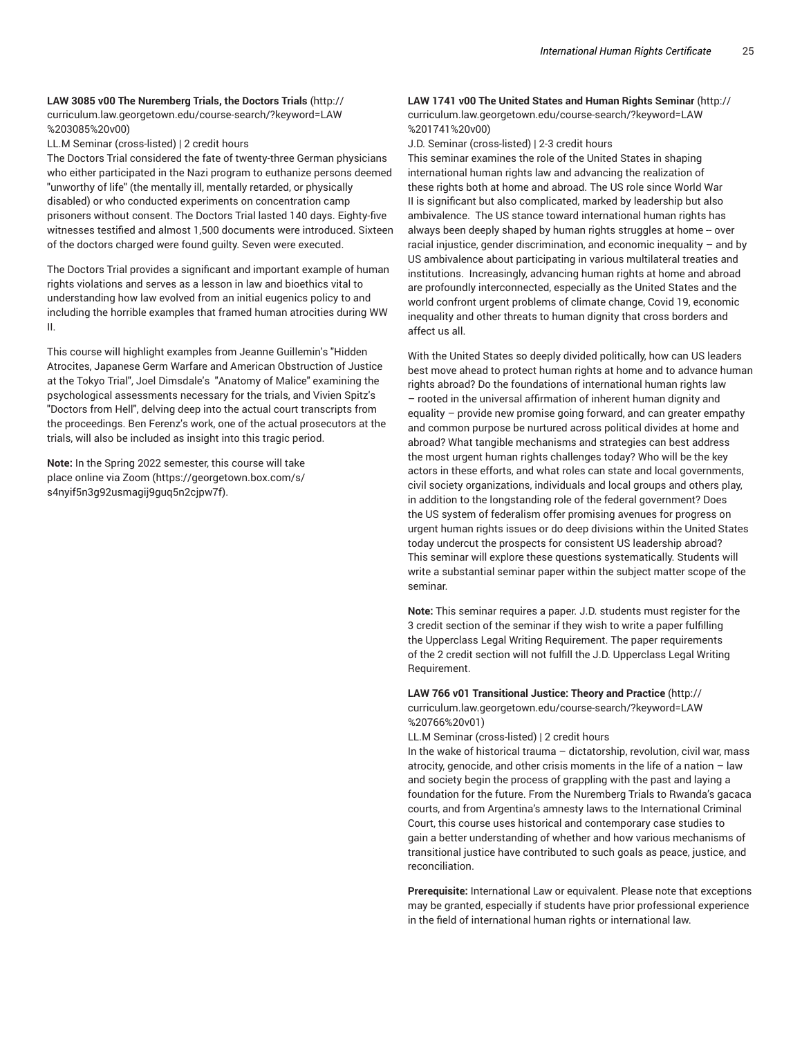**LAW 3085 v00 The Nuremberg Trials, the Doctors Trials** (http://curriculum.law.georgetown.edu/course-search/?keyword=LAW%203085%20v00)

LL.M Seminar (cross-listed) | 2 credit hours

The Doctors Trial considered the fate of twenty-three German physicians who either participated in the Nazi program to euthanize persons deemed "unworthy of life" (the mentally ill, mentally retarded, or physically disabled) or who conducted experiments on concentration camp prisoners without consent. The Doctors Trial lasted 140 days. Eighty-five witnesses testified and almost 1,500 documents were introduced. Sixteen of the doctors charged were found guilty. Seven were executed.

The Doctors Trial provides a significant and important example of human rights violations and serves as a lesson in law and bioethics vital to understanding how law evolved from an initial eugenics policy to and including the horrible examples that framed human atrocities during WW II.

This course will highlight examples from Jeanne Guillemin's "Hidden Atrocites, Japanese Germ Warfare and American Obstruction of Justice at the Tokyo Trial", Joel Dimsdale's "Anatomy of Malice" examining the psychological assessments necessary for the trials, and Vivien Spitz's "Doctors from Hell", delving deep into the actual court transcripts from the proceedings. Ben Ferenz's work, one of the actual prosecutors at the trials, will also be included as insight into this tragic period.

**Note:** In the Spring 2022 semester, this course will take place online via Zoom (https://georgetown.box.com/s/s4nyif5n3g92usmagij9guq5n2cjpw7f).

**LAW 1741 v00 The United States and Human Rights Seminar** (http://curriculum.law.georgetown.edu/course-search/?keyword=LAW%201741%20v00)

J.D. Seminar (cross-listed) | 2-3 credit hours

This seminar examines the role of the United States in shaping international human rights law and advancing the realization of these rights both at home and abroad. The US role since World War II is significant but also complicated, marked by leadership but also ambivalence. The US stance toward international human rights has always been deeply shaped by human rights struggles at home -- over racial injustice, gender discrimination, and economic inequality – and by US ambivalence about participating in various multilateral treaties and institutions. Increasingly, advancing human rights at home and abroad are profoundly interconnected, especially as the United States and the world confront urgent problems of climate change, Covid 19, economic inequality and other threats to human dignity that cross borders and affect us all.

With the United States so deeply divided politically, how can US leaders best move ahead to protect human rights at home and to advance human rights abroad? Do the foundations of international human rights law – rooted in the universal affirmation of inherent human dignity and equality – provide new promise going forward, and can greater empathy and common purpose be nurtured across political divides at home and abroad? What tangible mechanisms and strategies can best address the most urgent human rights challenges today? Who will be the key actors in these efforts, and what roles can state and local governments, civil society organizations, individuals and local groups and others play, in addition to the longstanding role of the federal government? Does the US system of federalism offer promising avenues for progress on urgent human rights issues or do deep divisions within the United States today undercut the prospects for consistent US leadership abroad? This seminar will explore these questions systematically. Students will write a substantial seminar paper within the subject matter scope of the seminar.

**Note:** This seminar requires a paper. J.D. students must register for the 3 credit section of the seminar if they wish to write a paper fulfilling the Upperclass Legal Writing Requirement. The paper requirements of the 2 credit section will not fulfill the J.D. Upperclass Legal Writing Requirement.

**LAW 766 v01 Transitional Justice: Theory and Practice** (http://curriculum.law.georgetown.edu/course-search/?keyword=LAW%20766%20v01)

LL.M Seminar (cross-listed) | 2 credit hours

In the wake of historical trauma – dictatorship, revolution, civil war, mass atrocity, genocide, and other crisis moments in the life of a nation – law and society begin the process of grappling with the past and laying a foundation for the future. From the Nuremberg Trials to Rwanda's gacaca courts, and from Argentina's amnesty laws to the International Criminal Court, this course uses historical and contemporary case studies to gain a better understanding of whether and how various mechanisms of transitional justice have contributed to such goals as peace, justice, and reconciliation.

**Prerequisite:** International Law or equivalent. Please note that exceptions may be granted, especially if students have prior professional experience in the field of international human rights or international law.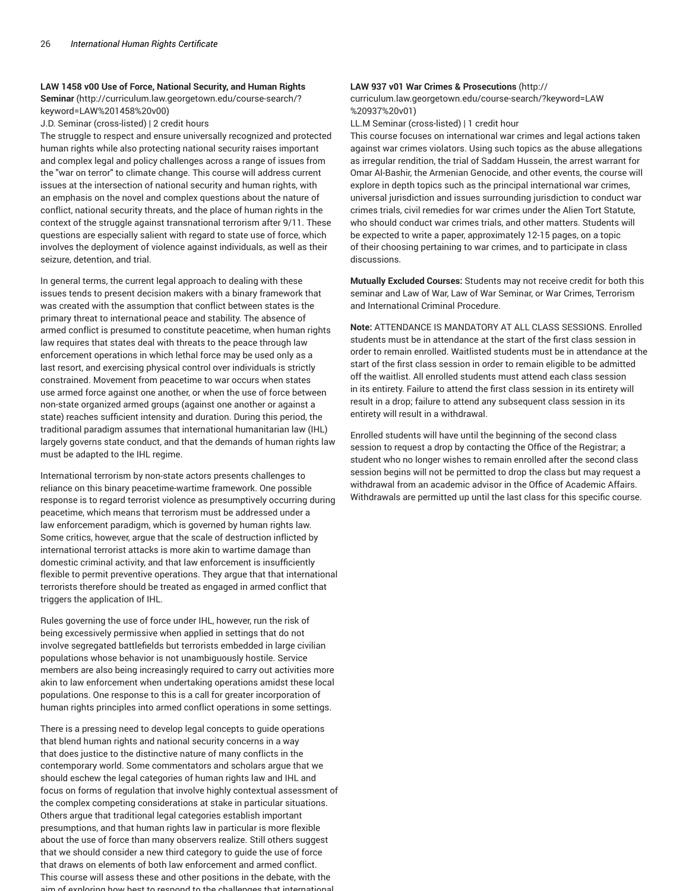**LAW 1458 v00 Use of Force, National Security, and Human Rights Seminar** (http://curriculum.law.georgetown.edu/course-search/?keyword=LAW%201458%20v00)

J.D. Seminar (cross-listed) | 2 credit hours

The struggle to respect and ensure universally recognized and protected human rights while also protecting national security raises important and complex legal and policy challenges across a range of issues from the "war on terror" to climate change. This course will address current issues at the intersection of national security and human rights, with an emphasis on the novel and complex questions about the nature of conflict, national security threats, and the place of human rights in the context of the struggle against transnational terrorism after 9/11. These questions are especially salient with regard to state use of force, which involves the deployment of violence against individuals, as well as their seizure, detention, and trial.

In general terms, the current legal approach to dealing with these issues tends to present decision makers with a binary framework that was created with the assumption that conflict between states is the primary threat to international peace and stability. The absence of armed conflict is presumed to constitute peacetime, when human rights law requires that states deal with threats to the peace through law enforcement operations in which lethal force may be used only as a last resort, and exercising physical control over individuals is strictly constrained. Movement from peacetime to war occurs when states use armed force against one another, or when the use of force between non-state organized armed groups (against one another or against a state) reaches sufficient intensity and duration. During this period, the traditional paradigm assumes that international humanitarian law (IHL) largely governs state conduct, and that the demands of human rights law must be adapted to the IHL regime.

International terrorism by non-state actors presents challenges to reliance on this binary peacetime-wartime framework. One possible response is to regard terrorist violence as presumptively occurring during peacetime, which means that terrorism must be addressed under a law enforcement paradigm, which is governed by human rights law. Some critics, however, argue that the scale of destruction inflicted by international terrorist attacks is more akin to wartime damage than domestic criminal activity, and that law enforcement is insufficiently flexible to permit preventive operations. They argue that that international terrorists therefore should be treated as engaged in armed conflict that triggers the application of IHL.

Rules governing the use of force under IHL, however, run the risk of being excessively permissive when applied in settings that do not involve segregated battlefields but terrorists embedded in large civilian populations whose behavior is not unambiguously hostile. Service members are also being increasingly required to carry out activities more akin to law enforcement when undertaking operations amidst these local populations. One response to this is a call for greater incorporation of human rights principles into armed conflict operations in some settings.

There is a pressing need to develop legal concepts to guide operations that blend human rights and national security concerns in a way that does justice to the distinctive nature of many conflicts in the contemporary world. Some commentators and scholars argue that we should eschew the legal categories of human rights law and IHL and focus on forms of regulation that involve highly contextual assessment of the complex competing considerations at stake in particular situations. Others argue that traditional legal categories establish important presumptions, and that human rights law in particular is more flexible about the use of force than many observers realize. Still others suggest that we should consider a new third category to guide the use of force that draws on elements of both law enforcement and armed conflict. This course will assess these and other positions in the debate, with the aim of exploring how best to respond to the challenges that international

**LAW 937 v01 War Crimes & Prosecutions** (http://curriculum.law.georgetown.edu/course-search/?keyword=LAW%20937%20v01)

LL.M Seminar (cross-listed) | 1 credit hour

This course focuses on international war crimes and legal actions taken against war crimes violators. Using such topics as the abuse allegations as irregular rendition, the trial of Saddam Hussein, the arrest warrant for Omar Al-Bashir, the Armenian Genocide, and other events, the course will explore in depth topics such as the principal international war crimes, universal jurisdiction and issues surrounding jurisdiction to conduct war crimes trials, civil remedies for war crimes under the Alien Tort Statute, who should conduct war crimes trials, and other matters. Students will be expected to write a paper, approximately 12-15 pages, on a topic of their choosing pertaining to war crimes, and to participate in class discussions.

**Mutually Excluded Courses:** Students may not receive credit for both this seminar and Law of War, Law of War Seminar, or War Crimes, Terrorism and International Criminal Procedure.

**Note:** ATTENDANCE IS MANDATORY AT ALL CLASS SESSIONS. Enrolled students must be in attendance at the start of the first class session in order to remain enrolled. Waitlisted students must be in attendance at the start of the first class session in order to remain eligible to be admitted off the waitlist. All enrolled students must attend each class session in its entirety. Failure to attend the first class session in its entirety will result in a drop; failure to attend any subsequent class session in its entirety will result in a withdrawal.

Enrolled students will have until the beginning of the second class session to request a drop by contacting the Office of the Registrar; a student who no longer wishes to remain enrolled after the second class session begins will not be permitted to drop the class but may request a withdrawal from an academic advisor in the Office of Academic Affairs. Withdrawals are permitted up until the last class for this specific course.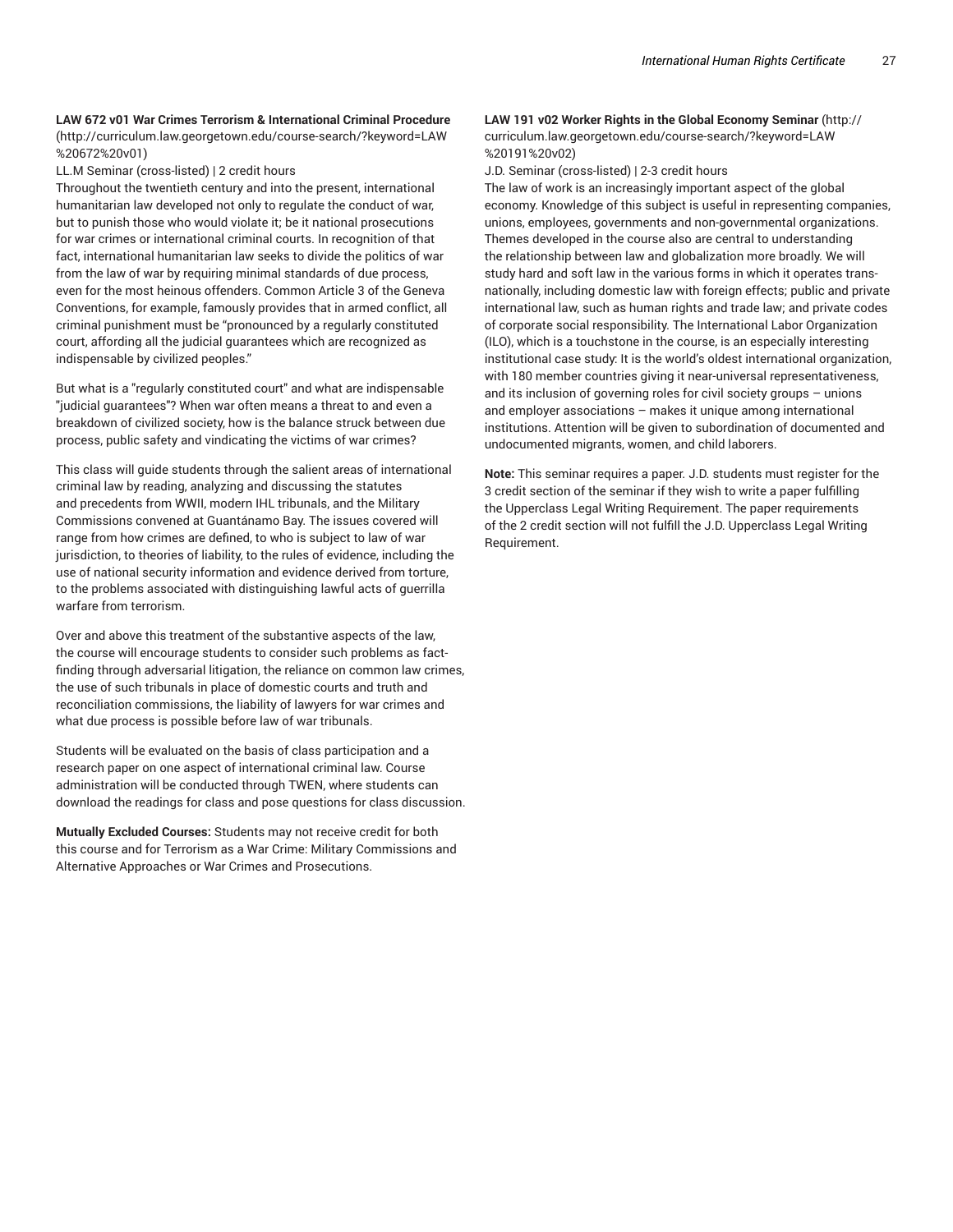**LAW 672 v01 War Crimes Terrorism & International Criminal Procedure** (http://curriculum.law.georgetown.edu/course-search/?keyword=LAW%20672%20v01)

LL.M Seminar (cross-listed) | 2 credit hours

Throughout the twentieth century and into the present, international humanitarian law developed not only to regulate the conduct of war, but to punish those who would violate it; be it national prosecutions for war crimes or international criminal courts. In recognition of that fact, international humanitarian law seeks to divide the politics of war from the law of war by requiring minimal standards of due process, even for the most heinous offenders. Common Article 3 of the Geneva Conventions, for example, famously provides that in armed conflict, all criminal punishment must be "pronounced by a regularly constituted court, affording all the judicial guarantees which are recognized as indispensable by civilized peoples."

But what is a "regularly constituted court" and what are indispensable "judicial guarantees"? When war often means a threat to and even a breakdown of civilized society, how is the balance struck between due process, public safety and vindicating the victims of war crimes?

This class will guide students through the salient areas of international criminal law by reading, analyzing and discussing the statutes and precedents from WWII, modern IHL tribunals, and the Military Commissions convened at Guantánamo Bay. The issues covered will range from how crimes are defined, to who is subject to law of war jurisdiction, to theories of liability, to the rules of evidence, including the use of national security information and evidence derived from torture, to the problems associated with distinguishing lawful acts of guerrilla warfare from terrorism.

Over and above this treatment of the substantive aspects of the law, the course will encourage students to consider such problems as fact-finding through adversarial litigation, the reliance on common law crimes, the use of such tribunals in place of domestic courts and truth and reconciliation commissions, the liability of lawyers for war crimes and what due process is possible before law of war tribunals.

Students will be evaluated on the basis of class participation and a research paper on one aspect of international criminal law. Course administration will be conducted through TWEN, where students can download the readings for class and pose questions for class discussion.

**Mutually Excluded Courses:** Students may not receive credit for both this course and for Terrorism as a War Crime: Military Commissions and Alternative Approaches or War Crimes and Prosecutions.

**LAW 191 v02 Worker Rights in the Global Economy Seminar** (http://curriculum.law.georgetown.edu/course-search/?keyword=LAW%20191%20v02)

J.D. Seminar (cross-listed) | 2-3 credit hours

The law of work is an increasingly important aspect of the global economy. Knowledge of this subject is useful in representing companies, unions, employees, governments and non-governmental organizations. Themes developed in the course also are central to understanding the relationship between law and globalization more broadly. We will study hard and soft law in the various forms in which it operates trans-nationally, including domestic law with foreign effects; public and private international law, such as human rights and trade law; and private codes of corporate social responsibility. The International Labor Organization (ILO), which is a touchstone in the course, is an especially interesting institutional case study: It is the world's oldest international organization, with 180 member countries giving it near-universal representativeness, and its inclusion of governing roles for civil society groups – unions and employer associations – makes it unique among international institutions. Attention will be given to subordination of documented and undocumented migrants, women, and child laborers.

**Note:** This seminar requires a paper. J.D. students must register for the 3 credit section of the seminar if they wish to write a paper fulfilling the Upperclass Legal Writing Requirement. The paper requirements of the 2 credit section will not fulfill the J.D. Upperclass Legal Writing Requirement.